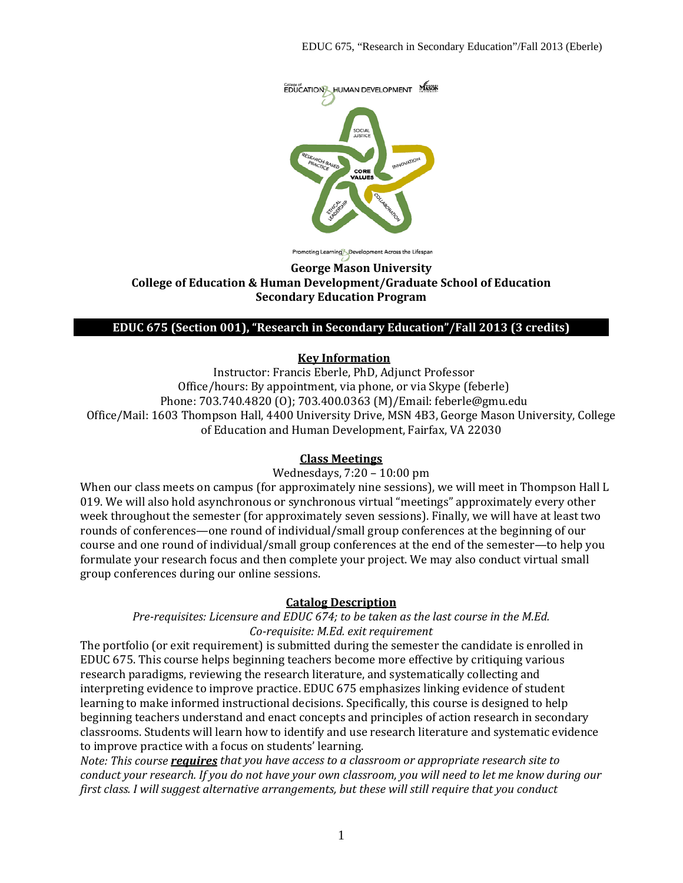**George Mason University**
**College of Education & Human Development/Graduate School of Education**
**Secondary Education Program**

## EDUC 675 (Section 001), "Research in Secondary Education"/Fall 2013 (3 credits)

### Key Information

Instructor: Francis Eberle, PhD, Adjunct Professor
Office/hours: By appointment, via phone, or via Skype (feberle)
Phone: 703.740.4820 (O); 703.400.0363 (M)/Email: feberle@gmu.edu
Office/Mail: 1603 Thompson Hall, 4400 University Drive, MSN 4B3, George Mason University, College of Education and Human Development, Fairfax, VA 22030

### Class Meetings

Wednesdays, 7:20 – 10:00 pm

When our class meets on campus (for approximately nine sessions), we will meet in Thompson Hall L 019. We will also hold asynchronous or synchronous virtual "meetings" approximately every other week throughout the semester (for approximately seven sessions). Finally, we will have at least two rounds of conferences—one round of individual/small group conferences at the beginning of our course and one round of individual/small group conferences at the end of the semester—to help you formulate your research focus and then complete your project. We may also conduct virtual small group conferences during our online sessions.

### Catalog Description

*Pre-requisites: Licensure and EDUC 674; to be taken as the last course in the M.Ed.*
*Co-requisite: M.Ed. exit requirement*

The portfolio (or exit requirement) is submitted during the semester the candidate is enrolled in EDUC 675. This course helps beginning teachers become more effective by critiquing various research paradigms, reviewing the research literature, and systematically collecting and interpreting evidence to improve practice. EDUC 675 emphasizes linking evidence of student learning to make informed instructional decisions. Specifically, this course is designed to help beginning teachers understand and enact concepts and principles of action research in secondary classrooms. Students will learn how to identify and use research literature and systematic evidence to improve practice with a focus on students' learning.

*Note: This course* ***requires*** *that you have access to a classroom or appropriate research site to conduct your research. If you do not have your own classroom, you will need to let me know during our first class. I will suggest alternative arrangements, but these will still require that you conduct*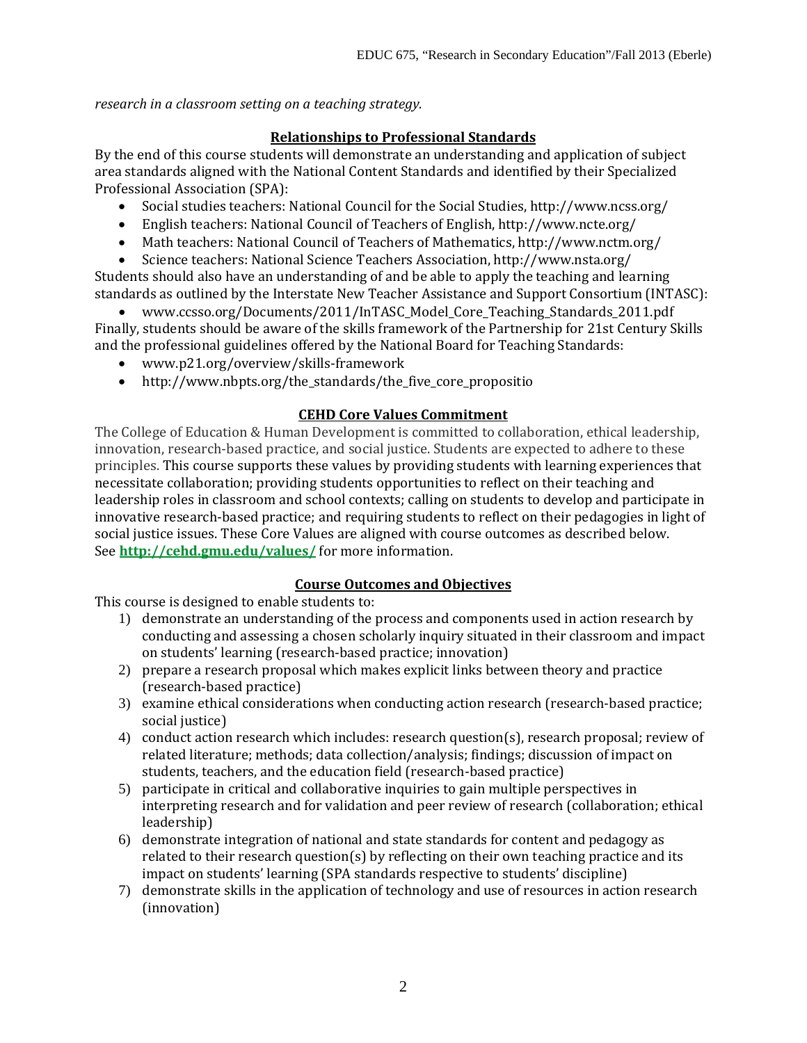*research in a classroom setting on a teaching strategy.*

## Relationships to Professional Standards

By the end of this course students will demonstrate an understanding and application of subject area standards aligned with the National Content Standards and identified by their Specialized Professional Association (SPA):

- Social studies teachers: National Council for the Social Studies, http://www.ncss.org/
- English teachers: National Council of Teachers of English, http://www.ncte.org/
- Math teachers: National Council of Teachers of Mathematics, http://www.nctm.org/
- Science teachers: National Science Teachers Association, http://www.nsta.org/

Students should also have an understanding of and be able to apply the teaching and learning standards as outlined by the Interstate New Teacher Assistance and Support Consortium (INTASC):

- www.ccsso.org/Documents/2011/InTASC_Model_Core_Teaching_Standards_2011.pdf

Finally, students should be aware of the skills framework of the Partnership for 21st Century Skills and the professional guidelines offered by the National Board for Teaching Standards:

- www.p21.org/overview/skills-framework
- http://www.nbpts.org/the_standards/the_five_core_propositio

## CEHD Core Values Commitment

The College of Education & Human Development is committed to collaboration, ethical leadership, innovation, research-based practice, and social justice. Students are expected to adhere to these principles. This course supports these values by providing students with learning experiences that necessitate collaboration; providing students opportunities to reflect on their teaching and leadership roles in classroom and school contexts; calling on students to develop and participate in innovative research-based practice; and requiring students to reflect on their pedagogies in light of social justice issues. These Core Values are aligned with course outcomes as described below. See **http://cehd.gmu.edu/values/** for more information.

## Course Outcomes and Objectives

This course is designed to enable students to:

1) demonstrate an understanding of the process and components used in action research by conducting and assessing a chosen scholarly inquiry situated in their classroom and impact on students' learning (research-based practice; innovation)
2) prepare a research proposal which makes explicit links between theory and practice (research-based practice)
3) examine ethical considerations when conducting action research (research-based practice; social justice)
4) conduct action research which includes: research question(s), research proposal; review of related literature; methods; data collection/analysis; findings; discussion of impact on students, teachers, and the education field (research-based practice)
5) participate in critical and collaborative inquiries to gain multiple perspectives in interpreting research and for validation and peer review of research (collaboration; ethical leadership)
6) demonstrate integration of national and state standards for content and pedagogy as related to their research question(s) by reflecting on their own teaching practice and its impact on students' learning (SPA standards respective to students' discipline)
7) demonstrate skills in the application of technology and use of resources in action research (innovation)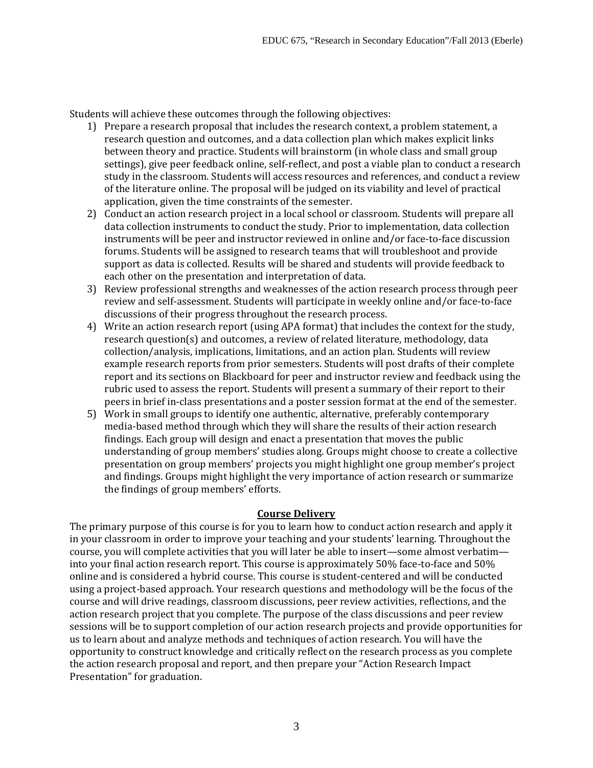Students will achieve these outcomes through the following objectives:

1) Prepare a research proposal that includes the research context, a problem statement, a research question and outcomes, and a data collection plan which makes explicit links between theory and practice. Students will brainstorm (in whole class and small group settings), give peer feedback online, self-reflect, and post a viable plan to conduct a research study in the classroom. Students will access resources and references, and conduct a review of the literature online. The proposal will be judged on its viability and level of practical application, given the time constraints of the semester.
2) Conduct an action research project in a local school or classroom. Students will prepare all data collection instruments to conduct the study. Prior to implementation, data collection instruments will be peer and instructor reviewed in online and/or face-to-face discussion forums. Students will be assigned to research teams that will troubleshoot and provide support as data is collected. Results will be shared and students will provide feedback to each other on the presentation and interpretation of data.
3) Review professional strengths and weaknesses of the action research process through peer review and self-assessment. Students will participate in weekly online and/or face-to-face discussions of their progress throughout the research process.
4) Write an action research report (using APA format) that includes the context for the study, research question(s) and outcomes, a review of related literature, methodology, data collection/analysis, implications, limitations, and an action plan. Students will review example research reports from prior semesters. Students will post drafts of their complete report and its sections on Blackboard for peer and instructor review and feedback using the rubric used to assess the report. Students will present a summary of their report to their peers in brief in-class presentations and a poster session format at the end of the semester.
5) Work in small groups to identify one authentic, alternative, preferably contemporary media-based method through which they will share the results of their action research findings. Each group will design and enact a presentation that moves the public understanding of group members' studies along. Groups might choose to create a collective presentation on group members' projects you might highlight one group member's project and findings. Groups might highlight the very importance of action research or summarize the findings of group members' efforts.

## Course Delivery

The primary purpose of this course is for you to learn how to conduct action research and apply it in your classroom in order to improve your teaching and your students' learning. Throughout the course, you will complete activities that you will later be able to insert—some almost verbatim—into your final action research report. This course is approximately 50% face-to-face and 50% online and is considered a hybrid course. This course is student-centered and will be conducted using a project-based approach. Your research questions and methodology will be the focus of the course and will drive readings, classroom discussions, peer review activities, reflections, and the action research project that you complete. The purpose of the class discussions and peer review sessions will be to support completion of our action research projects and provide opportunities for us to learn about and analyze methods and techniques of action research. You will have the opportunity to construct knowledge and critically reflect on the research process as you complete the action research proposal and report, and then prepare your "Action Research Impact Presentation" for graduation.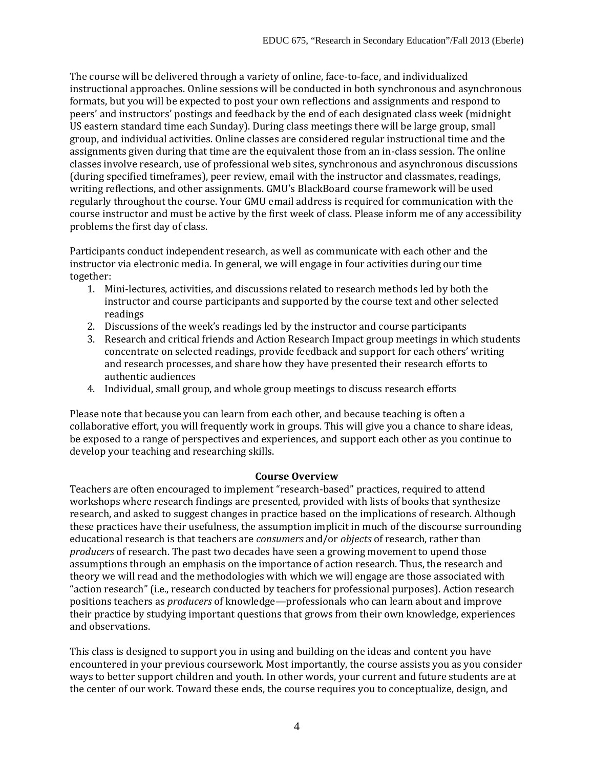The course will be delivered through a variety of online, face-to-face, and individualized instructional approaches. Online sessions will be conducted in both synchronous and asynchronous formats, but you will be expected to post your own reflections and assignments and respond to peers' and instructors' postings and feedback by the end of each designated class week (midnight US eastern standard time each Sunday). During class meetings there will be large group, small group, and individual activities. Online classes are considered regular instructional time and the assignments given during that time are the equivalent those from an in-class session. The online classes involve research, use of professional web sites, synchronous and asynchronous discussions (during specified timeframes), peer review, email with the instructor and classmates, readings, writing reflections, and other assignments. GMU's BlackBoard course framework will be used regularly throughout the course. Your GMU email address is required for communication with the course instructor and must be active by the first week of class. Please inform me of any accessibility problems the first day of class.

Participants conduct independent research, as well as communicate with each other and the instructor via electronic media. In general, we will engage in four activities during our time together:

1. Mini-lectures, activities, and discussions related to research methods led by both the instructor and course participants and supported by the course text and other selected readings
2. Discussions of the week's readings led by the instructor and course participants
3. Research and critical friends and Action Research Impact group meetings in which students concentrate on selected readings, provide feedback and support for each others' writing and research processes, and share how they have presented their research efforts to authentic audiences
4. Individual, small group, and whole group meetings to discuss research efforts

Please note that because you can learn from each other, and because teaching is often a collaborative effort, you will frequently work in groups. This will give you a chance to share ideas, be exposed to a range of perspectives and experiences, and support each other as you continue to develop your teaching and researching skills.

## Course Overview

Teachers are often encouraged to implement "research-based" practices, required to attend workshops where research findings are presented, provided with lists of books that synthesize research, and asked to suggest changes in practice based on the implications of research. Although these practices have their usefulness, the assumption implicit in much of the discourse surrounding educational research is that teachers are *consumers* and/or *objects* of research, rather than *producers* of research. The past two decades have seen a growing movement to upend those assumptions through an emphasis on the importance of action research. Thus, the research and theory we will read and the methodologies with which we will engage are those associated with "action research" (i.e., research conducted by teachers for professional purposes). Action research positions teachers as *producers* of knowledge—professionals who can learn about and improve their practice by studying important questions that grows from their own knowledge, experiences and observations.

This class is designed to support you in using and building on the ideas and content you have encountered in your previous coursework. Most importantly, the course assists you as you consider ways to better support children and youth. In other words, your current and future students are at the center of our work. Toward these ends, the course requires you to conceptualize, design, and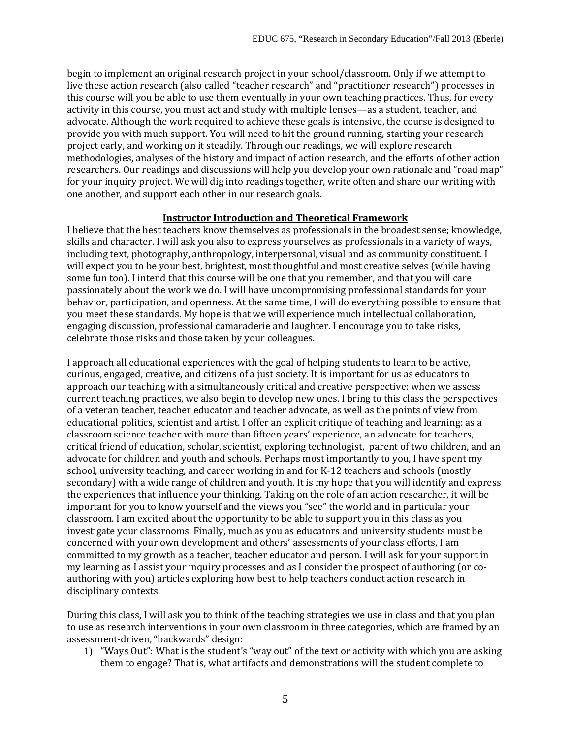begin to implement an original research project in your school/classroom. Only if we attempt to live these action research (also called "teacher research" and "practitioner research") processes in this course will you be able to use them eventually in your own teaching practices. Thus, for every activity in this course, you must act and study with multiple lenses—as a student, teacher, and advocate. Although the work required to achieve these goals is intensive, the course is designed to provide you with much support. You will need to hit the ground running, starting your research project early, and working on it steadily. Through our readings, we will explore research methodologies, analyses of the history and impact of action research, and the efforts of other action researchers. Our readings and discussions will help you develop your own rationale and "road map" for your inquiry project. We will dig into readings together, write often and share our writing with one another, and support each other in our research goals.

## Instructor Introduction and Theoretical Framework

I believe that the best teachers know themselves as professionals in the broadest sense; knowledge, skills and character. I will ask you also to express yourselves as professionals in a variety of ways, including text, photography, anthropology, interpersonal, visual and as community constituent. I will expect you to be your best, brightest, most thoughtful and most creative selves (while having some fun too). I intend that this course will be one that you remember, and that you will care passionately about the work we do. I will have uncompromising professional standards for your behavior, participation, and openness. At the same time, I will do everything possible to ensure that you meet these standards. My hope is that we will experience much intellectual collaboration, engaging discussion, professional camaraderie and laughter. I encourage you to take risks, celebrate those risks and those taken by your colleagues.

I approach all educational experiences with the goal of helping students to learn to be active, curious, engaged, creative, and citizens of a just society. It is important for us as educators to approach our teaching with a simultaneously critical and creative perspective: when we assess current teaching practices, we also begin to develop new ones. I bring to this class the perspectives of a veteran teacher, teacher educator and teacher advocate, as well as the points of view from educational politics, scientist and artist. I offer an explicit critique of teaching and learning: as a classroom science teacher with more than fifteen years' experience, an advocate for teachers, critical friend of education, scholar, scientist, exploring technologist, parent of two children, and an advocate for children and youth and schools. Perhaps most importantly to you, I have spent my school, university teaching, and career working in and for K-12 teachers and schools (mostly secondary) with a wide range of children and youth. It is my hope that you will identify and express the experiences that influence your thinking. Taking on the role of an action researcher, it will be important for you to know yourself and the views you "see" the world and in particular your classroom. I am excited about the opportunity to be able to support you in this class as you investigate your classrooms. Finally, much as you as educators and university students must be concerned with your own development and others' assessments of your class efforts, I am committed to my growth as a teacher, teacher educator and person. I will ask for your support in my learning as I assist your inquiry processes and as I consider the prospect of authoring (or co-authoring with you) articles exploring how best to help teachers conduct action research in disciplinary contexts.

During this class, I will ask you to think of the teaching strategies we use in class and that you plan to use as research interventions in your own classroom in three categories, which are framed by an assessment-driven, "backwards" design:

1) "Ways Out": What is the student's "way out" of the text or activity with which you are asking them to engage? That is, what artifacts and demonstrations will the student complete to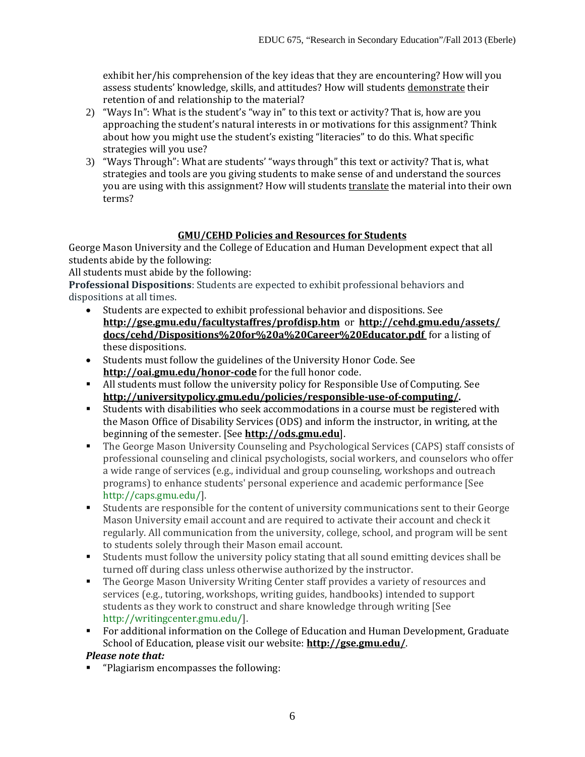exhibit her/his comprehension of the key ideas that they are encountering? How will you assess students' knowledge, skills, and attitudes? How will students demonstrate their retention of and relationship to the material?

2) "Ways In": What is the student's "way in" to this text or activity? That is, how are you approaching the student's natural interests in or motivations for this assignment? Think about how you might use the student's existing "literacies" to do this. What specific strategies will you use?
3) "Ways Through": What are students' "ways through" this text or activity? That is, what strategies and tools are you giving students to make sense of and understand the sources you are using with this assignment? How will students translate the material into their own terms?

## GMU/CEHD Policies and Resources for Students

George Mason University and the College of Education and Human Development expect that all students abide by the following:

All students must abide by the following:

**Professional Dispositions**: Students are expected to exhibit professional behaviors and dispositions at all times.

- Students are expected to exhibit professional behavior and dispositions. See **http://gse.gmu.edu/facultystaffres/profdisp.htm** or **http://cehd.gmu.edu/assets/docs/cehd/Dispositions%20for%20a%20Career%20Educator.pdf** for a listing of these dispositions.
- Students must follow the guidelines of the University Honor Code. See **http://oai.gmu.edu/honor-code** for the full honor code.
- All students must follow the university policy for Responsible Use of Computing. See **http://universitypolicy.gmu.edu/policies/responsible-use-of-computing/.**
- Students with disabilities who seek accommodations in a course must be registered with the Mason Office of Disability Services (ODS) and inform the instructor, in writing, at the beginning of the semester. [See **http://ods.gmu.edu**].
- The George Mason University Counseling and Psychological Services (CAPS) staff consists of professional counseling and clinical psychologists, social workers, and counselors who offer a wide range of services (e.g., individual and group counseling, workshops and outreach programs) to enhance students' personal experience and academic performance [See http://caps.gmu.edu/].
- Students are responsible for the content of university communications sent to their George Mason University email account and are required to activate their account and check it regularly. All communication from the university, college, school, and program will be sent to students solely through their Mason email account.
- Students must follow the university policy stating that all sound emitting devices shall be turned off during class unless otherwise authorized by the instructor.
- The George Mason University Writing Center staff provides a variety of resources and services (e.g., tutoring, workshops, writing guides, handbooks) intended to support students as they work to construct and share knowledge through writing [See http://writingcenter.gmu.edu/].
- For additional information on the College of Education and Human Development, Graduate School of Education, please visit our website: **http://gse.gmu.edu/**.

***Please note that:***

- "Plagiarism encompasses the following: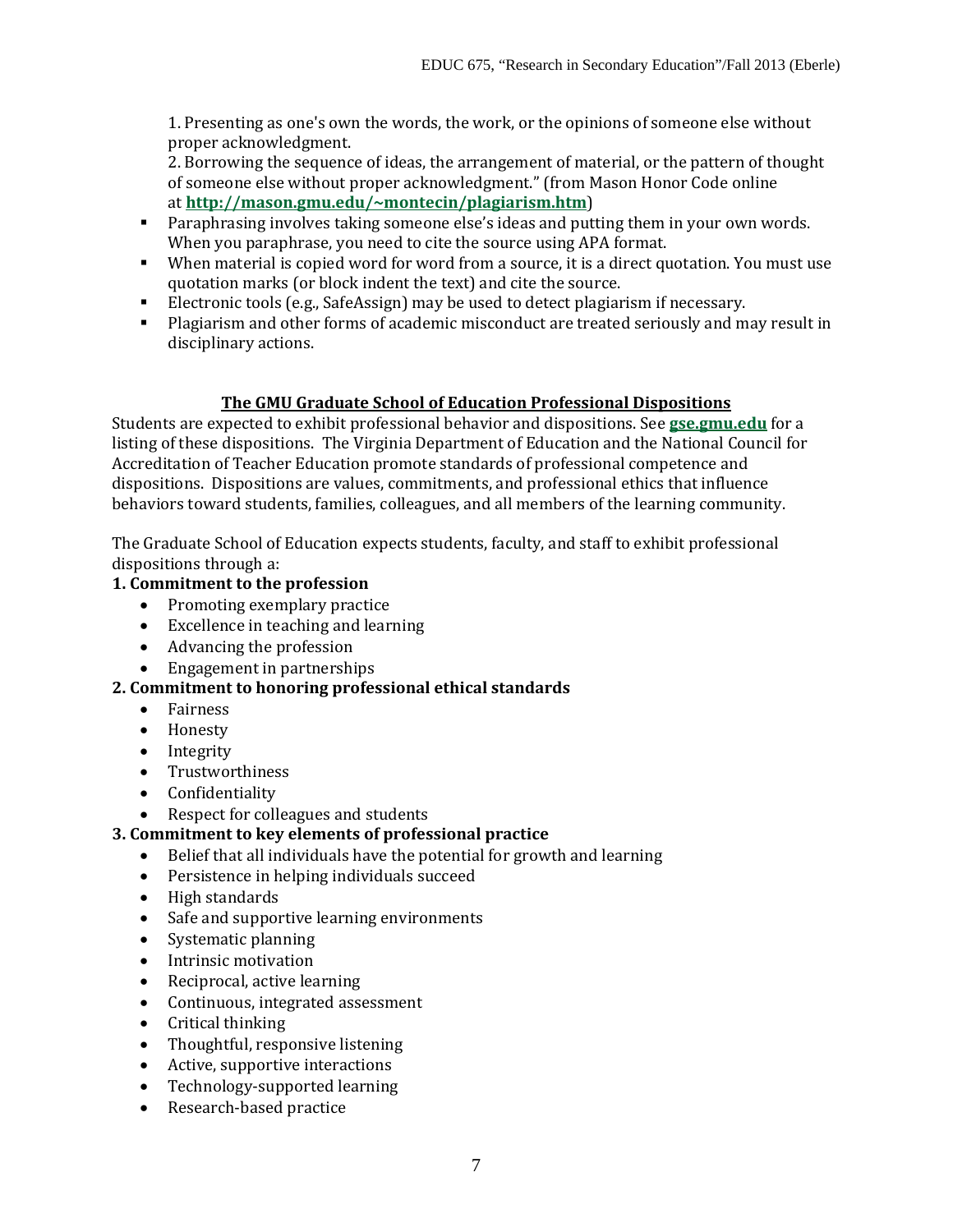1. Presenting as one's own the words, the work, or the opinions of someone else without proper acknowledgment.
2. Borrowing the sequence of ideas, the arrangement of material, or the pattern of thought of someone else without proper acknowledgment." (from Mason Honor Code online at **http://mason.gmu.edu/~montecin/plagiarism.htm**)

- Paraphrasing involves taking someone else's ideas and putting them in your own words. When you paraphrase, you need to cite the source using APA format.
- When material is copied word for word from a source, it is a direct quotation. You must use quotation marks (or block indent the text) and cite the source.
- Electronic tools (e.g., SafeAssign) may be used to detect plagiarism if necessary.
- Plagiarism and other forms of academic misconduct are treated seriously and may result in disciplinary actions.

## The GMU Graduate School of Education Professional Dispositions

Students are expected to exhibit professional behavior and dispositions. See **gse.gmu.edu** for a listing of these dispositions. The Virginia Department of Education and the National Council for Accreditation of Teacher Education promote standards of professional competence and dispositions. Dispositions are values, commitments, and professional ethics that influence behaviors toward students, families, colleagues, and all members of the learning community.

The Graduate School of Education expects students, faculty, and staff to exhibit professional dispositions through a:

**1. Commitment to the profession**

- Promoting exemplary practice
- Excellence in teaching and learning
- Advancing the profession
- Engagement in partnerships

**2. Commitment to honoring professional ethical standards**

- Fairness
- Honesty
- Integrity
- Trustworthiness
- Confidentiality
- Respect for colleagues and students

**3. Commitment to key elements of professional practice**

- Belief that all individuals have the potential for growth and learning
- Persistence in helping individuals succeed
- High standards
- Safe and supportive learning environments
- Systematic planning
- Intrinsic motivation
- Reciprocal, active learning
- Continuous, integrated assessment
- Critical thinking
- Thoughtful, responsive listening
- Active, supportive interactions
- Technology-supported learning
- Research-based practice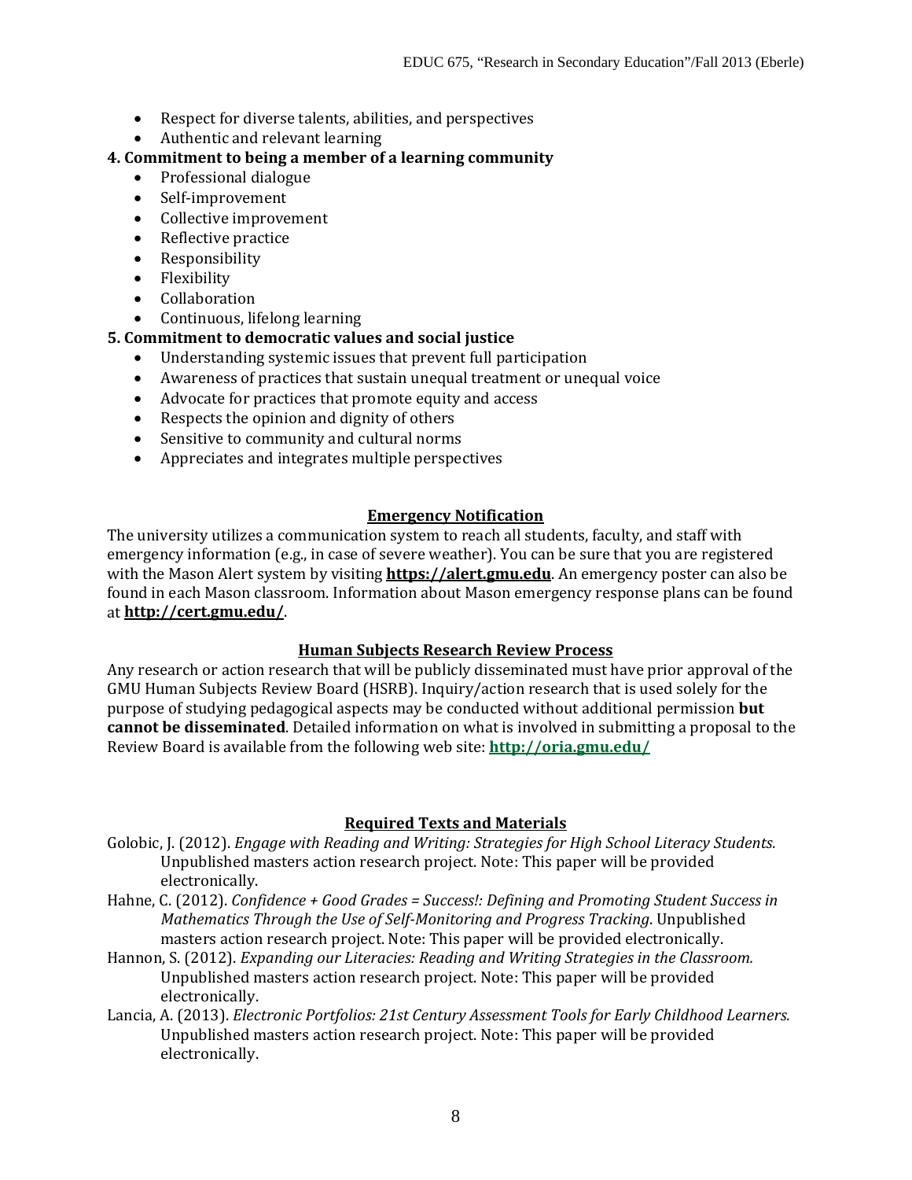- Respect for diverse talents, abilities, and perspectives
- Authentic and relevant learning

**4. Commitment to being a member of a learning community**

- Professional dialogue
- Self-improvement
- Collective improvement
- Reflective practice
- Responsibility
- Flexibility
- Collaboration
- Continuous, lifelong learning

**5. Commitment to democratic values and social justice**

- Understanding systemic issues that prevent full participation
- Awareness of practices that sustain unequal treatment or unequal voice
- Advocate for practices that promote equity and access
- Respects the opinion and dignity of others
- Sensitive to community and cultural norms
- Appreciates and integrates multiple perspectives

## Emergency Notification

The university utilizes a communication system to reach all students, faculty, and staff with emergency information (e.g., in case of severe weather). You can be sure that you are registered with the Mason Alert system by visiting **https://alert.gmu.edu**. An emergency poster can also be found in each Mason classroom. Information about Mason emergency response plans can be found at **http://cert.gmu.edu/**.

## Human Subjects Research Review Process

Any research or action research that will be publicly disseminated must have prior approval of the GMU Human Subjects Review Board (HSRB). Inquiry/action research that is used solely for the purpose of studying pedagogical aspects may be conducted without additional permission **but cannot be disseminated**. Detailed information on what is involved in submitting a proposal to the Review Board is available from the following web site: **http://oria.gmu.edu/**

## Required Texts and Materials

Golobic, J. (2012). *Engage with Reading and Writing: Strategies for High School Literacy Students.* Unpublished masters action research project. Note: This paper will be provided electronically.

Hahne, C. (2012). *Confidence + Good Grades = Success!: Defining and Promoting Student Success in Mathematics Through the Use of Self-Monitoring and Progress Tracking.* Unpublished masters action research project. Note: This paper will be provided electronically.

Hannon, S. (2012). *Expanding our Literacies: Reading and Writing Strategies in the Classroom.* Unpublished masters action research project. Note: This paper will be provided electronically.

Lancia, A. (2013). *Electronic Portfolios: 21st Century Assessment Tools for Early Childhood Learners.* Unpublished masters action research project. Note: This paper will be provided electronically.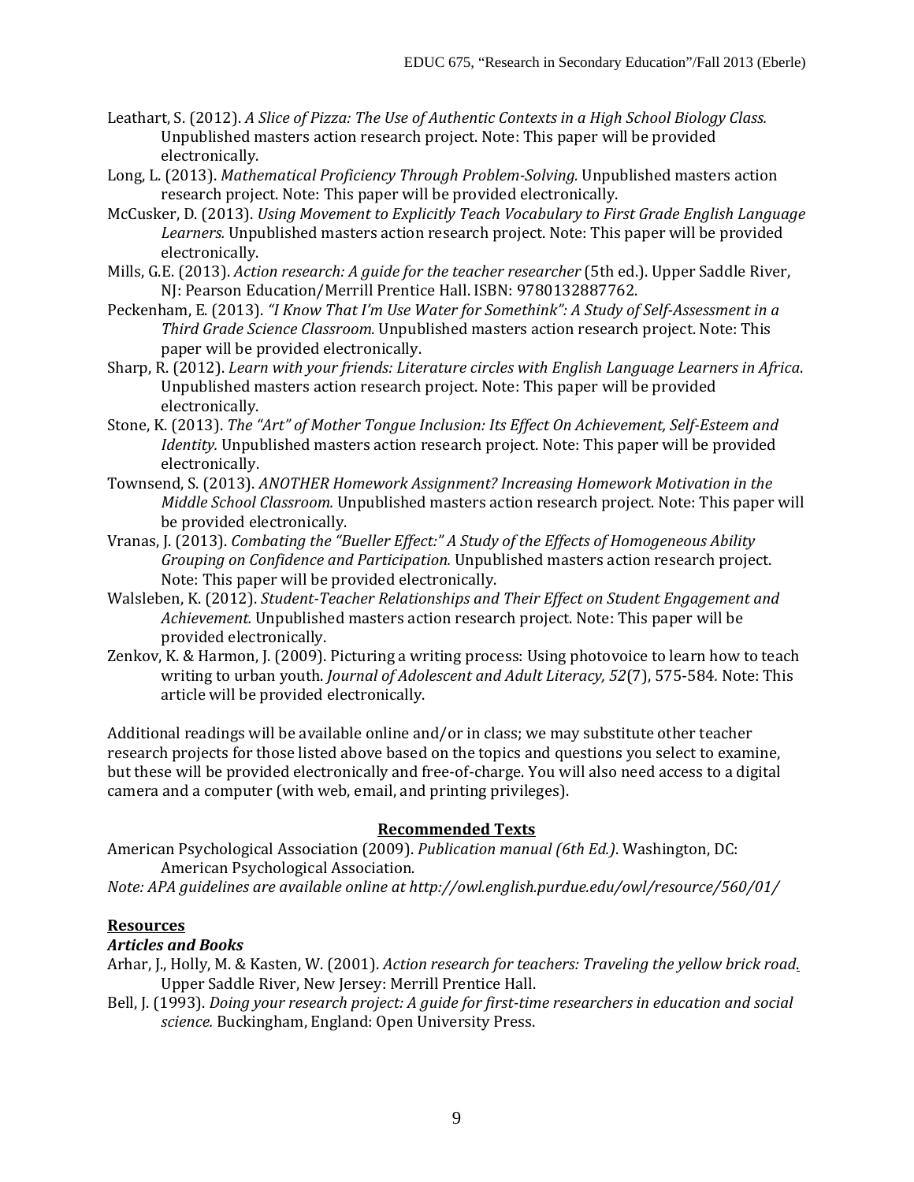Leathart, S. (2012). *A Slice of Pizza: The Use of Authentic Contexts in a High School Biology Class.* Unpublished masters action research project. Note: This paper will be provided electronically.

Long, L. (2013). *Mathematical Proficiency Through Problem-Solving.* Unpublished masters action research project. Note: This paper will be provided electronically.

McCusker, D. (2013). *Using Movement to Explicitly Teach Vocabulary to First Grade English Language Learners.* Unpublished masters action research project. Note: This paper will be provided electronically.

Mills, G.E. (2013). *Action research: A guide for the teacher researcher* (5th ed.). Upper Saddle River, NJ: Pearson Education/Merrill Prentice Hall. ISBN: 9780132887762.

Peckenham, E. (2013). *"I Know That I'm Use Water for Somethink": A Study of Self-Assessment in a Third Grade Science Classroom.* Unpublished masters action research project. Note: This paper will be provided electronically.

Sharp, R. (2012). *Learn with your friends: Literature circles with English Language Learners in Africa*. Unpublished masters action research project. Note: This paper will be provided electronically.

Stone, K. (2013). *The "Art" of Mother Tongue Inclusion: Its Effect On Achievement, Self-Esteem and Identity.* Unpublished masters action research project. Note: This paper will be provided electronically.

Townsend, S. (2013). *ANOTHER Homework Assignment? Increasing Homework Motivation in the Middle School Classroom.* Unpublished masters action research project. Note: This paper will be provided electronically.

Vranas, J. (2013). *Combating the "Bueller Effect:" A Study of the Effects of Homogeneous Ability Grouping on Confidence and Participation.* Unpublished masters action research project. Note: This paper will be provided electronically.

Walsleben, K. (2012). *Student-Teacher Relationships and Their Effect on Student Engagement and Achievement.* Unpublished masters action research project. Note: This paper will be provided electronically.

Zenkov, K. & Harmon, J. (2009). Picturing a writing process: Using photovoice to learn how to teach writing to urban youth. *Journal of Adolescent and Adult Literacy, 52*(7), 575-584. Note: This article will be provided electronically.

Additional readings will be available online and/or in class; we may substitute other teacher research projects for those listed above based on the topics and questions you select to examine, but these will be provided electronically and free-of-charge. You will also need access to a digital camera and a computer (with web, email, and printing privileges).

## Recommended Texts

American Psychological Association (2009). *Publication manual (6th Ed.)*. Washington, DC: American Psychological Association.

*Note: APA guidelines are available online at http://owl.english.purdue.edu/owl/resource/560/01/*

## Resources

### *Articles and Books*

Arhar, J., Holly, M. & Kasten, W. (2001). *Action research for teachers: Traveling the yellow brick road.* Upper Saddle River, New Jersey: Merrill Prentice Hall.

Bell, J. (1993). *Doing your research project: A guide for first-time researchers in education and social science.* Buckingham, England: Open University Press.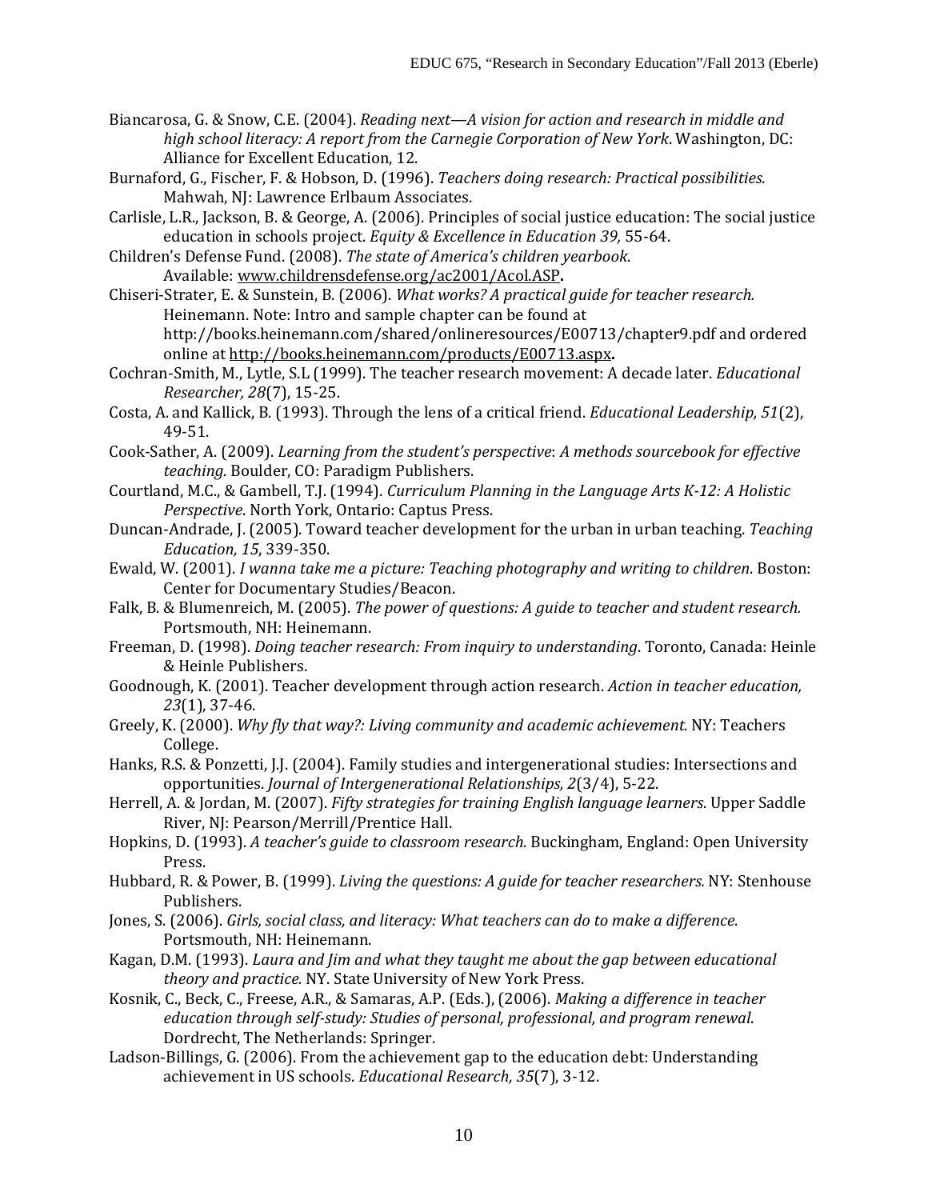Biancarosa, G. & Snow, C.E. (2004). *Reading next—A vision for action and research in middle and high school literacy: A report from the Carnegie Corporation of New York*. Washington, DC: Alliance for Excellent Education, 12.

Burnaford, G., Fischer, F. & Hobson, D. (1996). *Teachers doing research: Practical possibilities.* Mahwah, NJ: Lawrence Erlbaum Associates.

Carlisle, L.R., Jackson, B. & George, A. (2006). Principles of social justice education: The social justice education in schools project. *Equity & Excellence in Education 39,* 55-64.

Children's Defense Fund. (2008). *The state of America's children yearbook*. Available: www.childrensdefense.org/ac2001/Acol.ASP**.**

Chiseri-Strater, E. & Sunstein, B. (2006). *What works? A practical guide for teacher research.* Heinemann. Note: Intro and sample chapter can be found at http://books.heinemann.com/shared/onlineresources/E00713/chapter9.pdf and ordered online at http://books.heinemann.com/products/E00713.aspx**.**

Cochran-Smith, M., Lytle, S.L (1999). The teacher research movement: A decade later. *Educational Researcher, 28*(7), 15-25.

Costa, A. and Kallick, B. (1993). Through the lens of a critical friend. *Educational Leadership, 51*(2), 49-51.

Cook-Sather, A. (2009). *Learning from the student's perspective*: *A methods sourcebook for effective teaching.* Boulder, CO: Paradigm Publishers.

Courtland, M.C., & Gambell, T.J. (1994). *Curriculum Planning in the Language Arts K-12: A Holistic Perspective*. North York, Ontario: Captus Press.

Duncan-Andrade, J. (2005). Toward teacher development for the urban in urban teaching. *Teaching Education, 15*, 339-350.

Ewald, W. (2001). *I wanna take me a picture: Teaching photography and writing to children*. Boston: Center for Documentary Studies/Beacon.

Falk, B. & Blumenreich, M. (2005). *The power of questions: A guide to teacher and student research.* Portsmouth, NH: Heinemann.

Freeman, D. (1998). *Doing teacher research: From inquiry to understanding*. Toronto, Canada: Heinle & Heinle Publishers.

Goodnough, K. (2001). Teacher development through action research. *Action in teacher education, 23*(1), 37-46.

Greely, K. (2000). *Why fly that way?: Living community and academic achievement.* NY: Teachers College.

Hanks, R.S. & Ponzetti, J.J. (2004). Family studies and intergenerational studies: Intersections and opportunities. *Journal of Intergenerational Relationships, 2*(3/4), 5-22.

Herrell, A. & Jordan, M. (2007). *Fifty strategies for training English language learners*. Upper Saddle River, NJ: Pearson/Merrill/Prentice Hall.

Hopkins, D. (1993). *A teacher's guide to classroom research.* Buckingham, England: Open University Press.

Hubbard, R. & Power, B. (1999). *Living the questions: A guide for teacher researchers.* NY: Stenhouse Publishers.

Jones, S. (2006). *Girls, social class, and literacy: What teachers can do to make a difference*. Portsmouth, NH: Heinemann.

Kagan, D.M. (1993). *Laura and Jim and what they taught me about the gap between educational theory and practice.* NY. State University of New York Press.

Kosnik, C., Beck, C., Freese, A.R., & Samaras, A.P. (Eds.), (2006). *Making a difference in teacher education through self-study: Studies of personal, professional, and program renewal*. Dordrecht, The Netherlands: Springer.

Ladson-Billings, G. (2006). From the achievement gap to the education debt: Understanding achievement in US schools. *Educational Research, 35*(7), 3-12.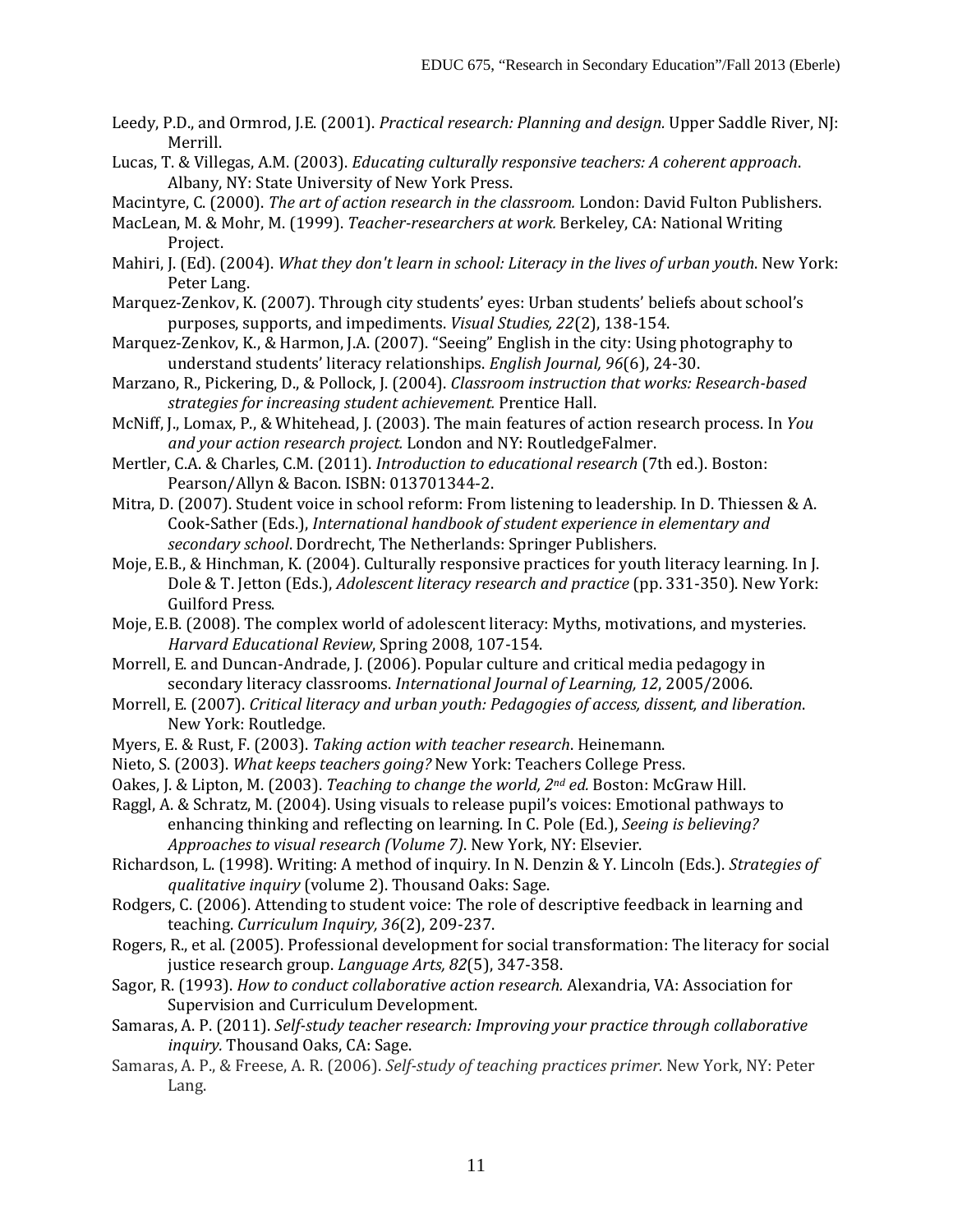Leedy, P.D., and Ormrod, J.E. (2001). *Practical research: Planning and design.* Upper Saddle River, NJ: Merrill.

Lucas, T. & Villegas, A.M. (2003). *Educating culturally responsive teachers: A coherent approach*. Albany, NY: State University of New York Press.

Macintyre, C. (2000). *The art of action research in the classroom.* London: David Fulton Publishers.

MacLean, M. & Mohr, M. (1999). *Teacher-researchers at work.* Berkeley, CA: National Writing Project.

Mahiri, J. (Ed). (2004). *What they don't learn in school: Literacy in the lives of urban youth*. New York: Peter Lang.

Marquez-Zenkov, K. (2007). Through city students' eyes: Urban students' beliefs about school's purposes, supports, and impediments. *Visual Studies, 22*(2), 138-154.

Marquez-Zenkov, K., & Harmon, J.A. (2007). "Seeing" English in the city: Using photography to understand students' literacy relationships. *English Journal, 96*(6), 24-30.

Marzano, R., Pickering, D., & Pollock, J. (2004). *Classroom instruction that works: Research-based strategies for increasing student achievement.* Prentice Hall.

McNiff, J., Lomax, P., & Whitehead, J. (2003). The main features of action research process. In *You and your action research project.* London and NY: RoutledgeFalmer.

Mertler, C.A. & Charles, C.M. (2011). *Introduction to educational research* (7th ed.). Boston: Pearson/Allyn & Bacon. ISBN: 013701344-2.

Mitra, D. (2007). Student voice in school reform: From listening to leadership. In D. Thiessen & A. Cook-Sather (Eds.), *International handbook of student experience in elementary and secondary school*. Dordrecht, The Netherlands: Springer Publishers.

Moje, E.B., & Hinchman, K. (2004). Culturally responsive practices for youth literacy learning. In J. Dole & T. Jetton (Eds.), *Adolescent literacy research and practice* (pp. 331-350). New York: Guilford Press.

Moje, E.B. (2008). The complex world of adolescent literacy: Myths, motivations, and mysteries. *Harvard Educational Review*, Spring 2008, 107-154.

Morrell, E. and Duncan-Andrade, J. (2006). Popular culture and critical media pedagogy in secondary literacy classrooms. *International Journal of Learning, 12*, 2005/2006.

Morrell, E. (2007). *Critical literacy and urban youth: Pedagogies of access, dissent, and liberation*. New York: Routledge.

Myers, E. & Rust, F. (2003). *Taking action with teacher research*. Heinemann.

Nieto, S. (2003). *What keeps teachers going?* New York: Teachers College Press.

Oakes, J. & Lipton, M. (2003). *Teaching to change the world, 2nd ed.* Boston: McGraw Hill.

Raggl, A. & Schratz, M. (2004). Using visuals to release pupil's voices: Emotional pathways to enhancing thinking and reflecting on learning. In C. Pole (Ed.), *Seeing is believing? Approaches to visual research (Volume 7)*. New York, NY: Elsevier.

Richardson, L. (1998). Writing: A method of inquiry. In N. Denzin & Y. Lincoln (Eds.). *Strategies of qualitative inquiry* (volume 2). Thousand Oaks: Sage.

Rodgers, C. (2006). Attending to student voice: The role of descriptive feedback in learning and teaching. *Curriculum Inquiry, 36*(2), 209-237.

Rogers, R., et al. (2005). Professional development for social transformation: The literacy for social justice research group. *Language Arts, 82*(5), 347-358.

Sagor, R. (1993). *How to conduct collaborative action research.* Alexandria, VA: Association for Supervision and Curriculum Development.

Samaras, A. P. (2011). *Self-study teacher research: Improving your practice through collaborative inquiry.* Thousand Oaks, CA: Sage.

Samaras, A. P., & Freese, A. R. (2006). *Self-study of teaching practices primer.* New York, NY: Peter Lang.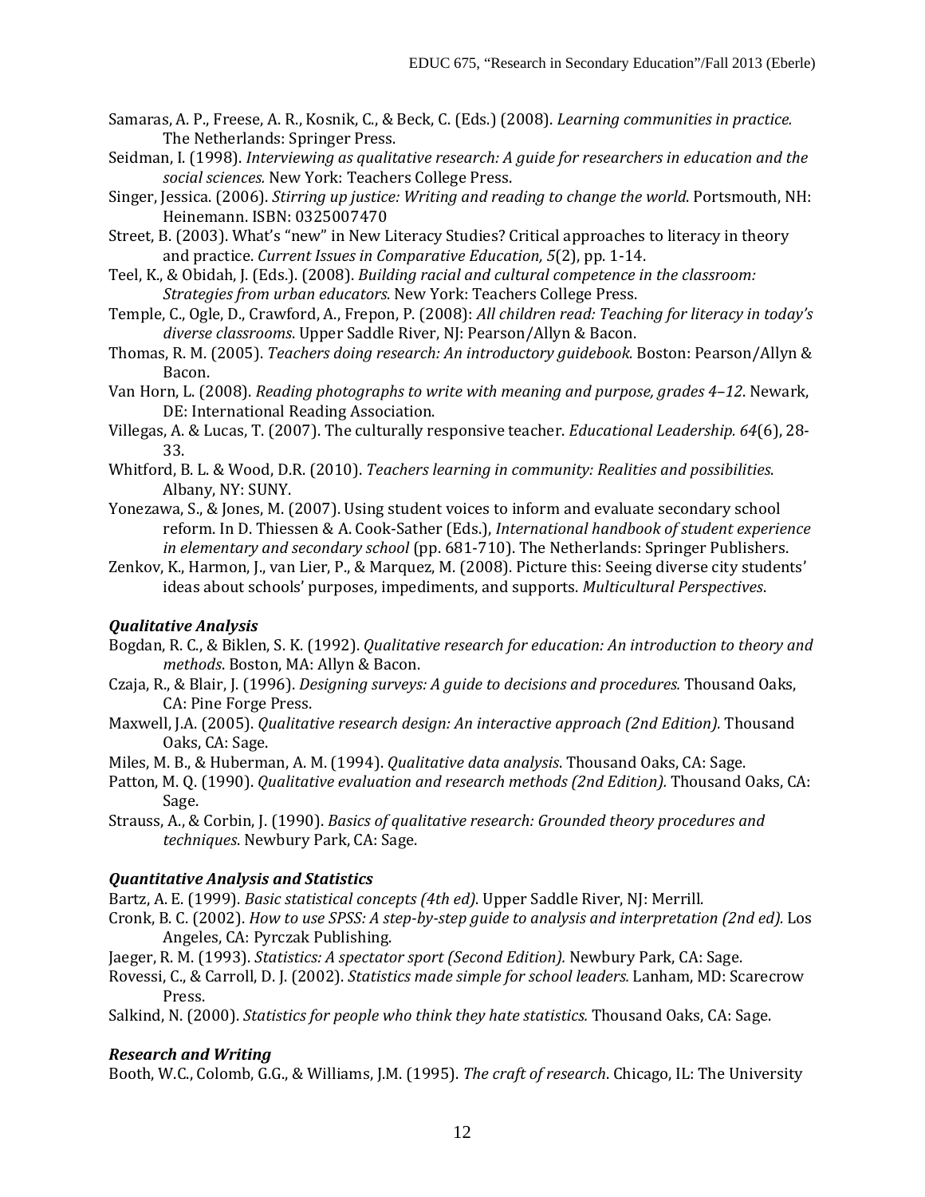Samaras, A. P., Freese, A. R., Kosnik, C., & Beck, C. (Eds.) (2008). *Learning communities in practice.* The Netherlands: Springer Press.

Seidman, I. (1998). *Interviewing as qualitative research: A guide for researchers in education and the social sciences.* New York: Teachers College Press.

Singer, Jessica. (2006). *Stirring up justice: Writing and reading to change the world*. Portsmouth, NH: Heinemann. ISBN: 0325007470

Street, B. (2003). What's "new" in New Literacy Studies? Critical approaches to literacy in theory and practice. *Current Issues in Comparative Education, 5*(2), pp. 1-14.

Teel, K., & Obidah, J. (Eds.). (2008). *Building racial and cultural competence in the classroom: Strategies from urban educators*. New York: Teachers College Press.

Temple, C., Ogle, D., Crawford, A., Frepon, P. (2008): *All children read: Teaching for literacy in today's diverse classrooms*. Upper Saddle River, NJ: Pearson/Allyn & Bacon.

Thomas, R. M. (2005). *Teachers doing research: An introductory guidebook.* Boston: Pearson/Allyn & Bacon.

Van Horn, L. (2008). *Reading photographs to write with meaning and purpose, grades 4–12*. Newark, DE: International Reading Association.

Villegas, A. & Lucas, T. (2007). The culturally responsive teacher. *Educational Leadership. 64*(6), 28-33.

Whitford, B. L. & Wood, D.R. (2010). *Teachers learning in community: Realities and possibilities*. Albany, NY: SUNY.

Yonezawa, S., & Jones, M. (2007). Using student voices to inform and evaluate secondary school reform. In D. Thiessen & A. Cook-Sather (Eds.), *International handbook of student experience in elementary and secondary school* (pp. 681-710). The Netherlands: Springer Publishers.

Zenkov, K., Harmon, J., van Lier, P., & Marquez, M. (2008). Picture this: Seeing diverse city students' ideas about schools' purposes, impediments, and supports. *Multicultural Perspectives*.

### *Qualitative Analysis*

Bogdan, R. C., & Biklen, S. K. (1992). *Qualitative research for education: An introduction to theory and methods.* Boston, MA: Allyn & Bacon.

Czaja, R., & Blair, J. (1996). *Designing surveys: A guide to decisions and procedures.* Thousand Oaks, CA: Pine Forge Press.

Maxwell, J.A. (2005). *Qualitative research design: An interactive approach (2nd Edition).* Thousand Oaks, CA: Sage.

Miles, M. B., & Huberman, A. M. (1994). *Qualitative data analysis*. Thousand Oaks, CA: Sage.

Patton, M. Q. (1990). *Qualitative evaluation and research methods (2nd Edition).* Thousand Oaks, CA: Sage.

Strauss, A., & Corbin, J. (1990). *Basics of qualitative research: Grounded theory procedures and techniques*. Newbury Park, CA: Sage.

### *Quantitative Analysis and Statistics*

Bartz, A. E. (1999). *Basic statistical concepts (4th ed)*. Upper Saddle River, NJ: Merrill.

Cronk, B. C. (2002). *How to use SPSS: A step-by-step guide to analysis and interpretation (2nd ed).* Los Angeles, CA: Pyrczak Publishing.

Jaeger, R. M. (1993). *Statistics: A spectator sport (Second Edition).* Newbury Park, CA: Sage.

Rovessi, C., & Carroll, D. J. (2002). *Statistics made simple for school leaders.* Lanham, MD: Scarecrow Press.

Salkind, N. (2000). *Statistics for people who think they hate statistics.* Thousand Oaks, CA: Sage.

### *Research and Writing*

Booth, W.C., Colomb, G.G., & Williams, J.M. (1995). *The craft of research*. Chicago, IL: The University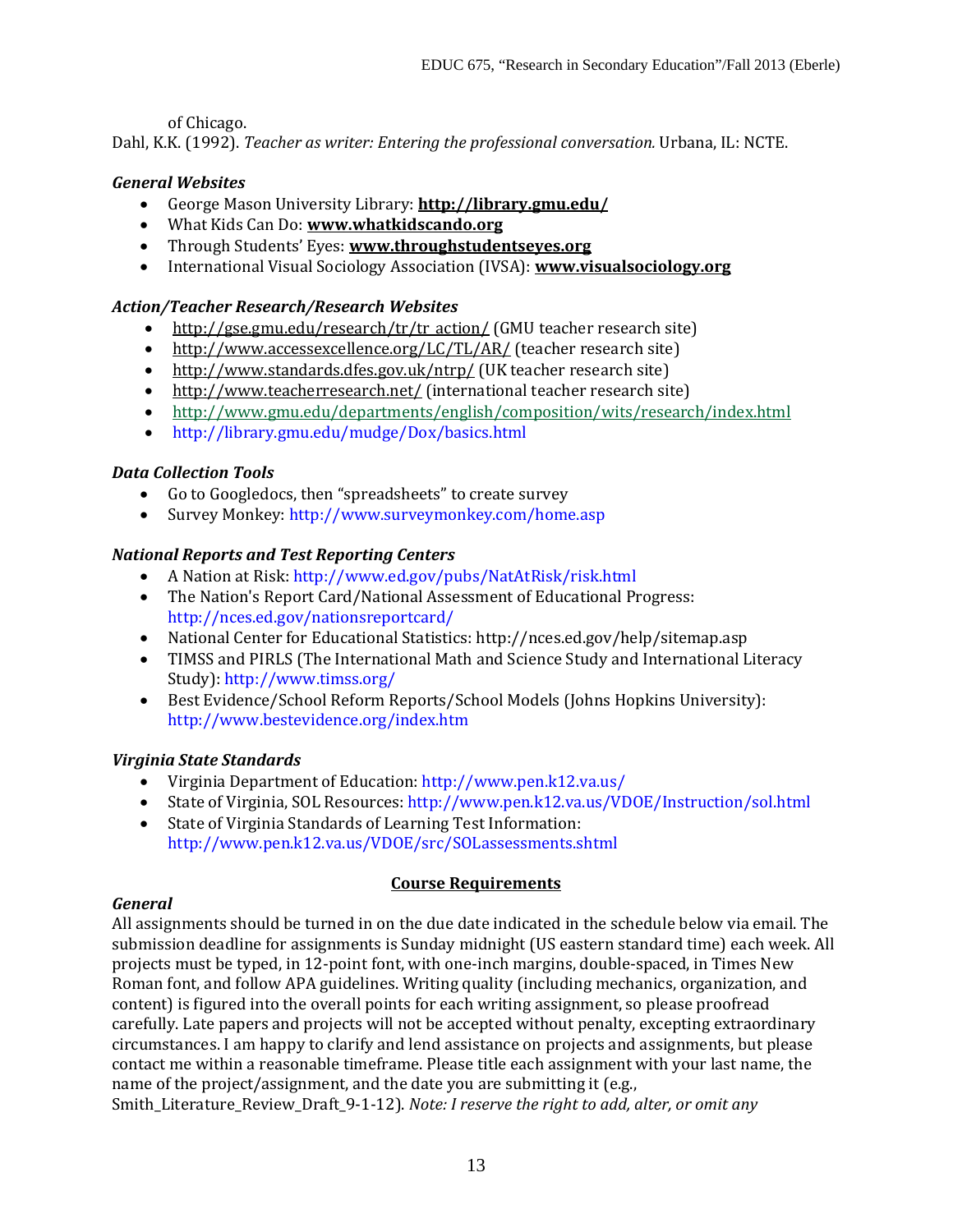of Chicago.

Dahl, K.K. (1992). *Teacher as writer: Entering the professional conversation.* Urbana, IL: NCTE.

### *General Websites*

- George Mason University Library: **http://library.gmu.edu/**
- What Kids Can Do: **www.whatkidscando.org**
- Through Students' Eyes: **www.throughstudentseyes.org**
- International Visual Sociology Association (IVSA): **www.visualsociology.org**

### *Action/Teacher Research/Research Websites*

- http://gse.gmu.edu/research/tr/tr_action/ (GMU teacher research site)
- http://www.accessexcellence.org/LC/TL/AR/ (teacher research site)
- http://www.standards.dfes.gov.uk/ntrp/ (UK teacher research site)
- http://www.teacherresearch.net/ (international teacher research site)
- http://www.gmu.edu/departments/english/composition/wits/research/index.html
- http://library.gmu.edu/mudge/Dox/basics.html

### *Data Collection Tools*

- Go to Googledocs, then "spreadsheets" to create survey
- Survey Monkey: http://www.surveymonkey.com/home.asp

### *National Reports and Test Reporting Centers*

- A Nation at Risk: http://www.ed.gov/pubs/NatAtRisk/risk.html
- The Nation's Report Card/National Assessment of Educational Progress: http://nces.ed.gov/nationsreportcard/
- National Center for Educational Statistics: http://nces.ed.gov/help/sitemap.asp
- TIMSS and PIRLS (The International Math and Science Study and International Literacy Study): http://www.timss.org/
- Best Evidence/School Reform Reports/School Models (Johns Hopkins University): http://www.bestevidence.org/index.htm

### *Virginia State Standards*

- Virginia Department of Education: http://www.pen.k12.va.us/
- State of Virginia, SOL Resources: http://www.pen.k12.va.us/VDOE/Instruction/sol.html
- State of Virginia Standards of Learning Test Information: http://www.pen.k12.va.us/VDOE/src/SOLassessments.shtml

## Course Requirements

### *General*

All assignments should be turned in on the due date indicated in the schedule below via email. The submission deadline for assignments is Sunday midnight (US eastern standard time) each week. All projects must be typed, in 12-point font, with one-inch margins, double-spaced, in Times New Roman font, and follow APA guidelines. Writing quality (including mechanics, organization, and content) is figured into the overall points for each writing assignment, so please proofread carefully. Late papers and projects will not be accepted without penalty, excepting extraordinary circumstances. I am happy to clarify and lend assistance on projects and assignments, but please contact me within a reasonable timeframe. Please title each assignment with your last name, the name of the project/assignment, and the date you are submitting it (e.g., Smith_Literature_Review_Draft_9-1-12). *Note: I reserve the right to add, alter, or omit any*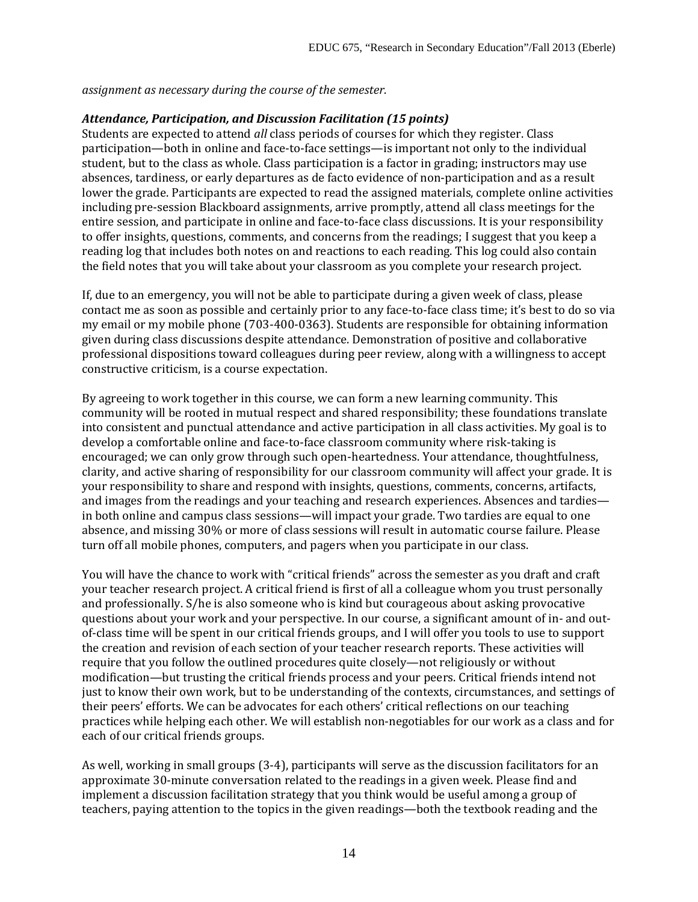*assignment as necessary during the course of the semester.*

***Attendance, Participation, and Discussion Facilitation (15 points)***

Students are expected to attend *all* class periods of courses for which they register. Class participation—both in online and face-to-face settings—is important not only to the individual student, but to the class as whole. Class participation is a factor in grading; instructors may use absences, tardiness, or early departures as de facto evidence of non-participation and as a result lower the grade. Participants are expected to read the assigned materials, complete online activities including pre-session Blackboard assignments, arrive promptly, attend all class meetings for the entire session, and participate in online and face-to-face class discussions. It is your responsibility to offer insights, questions, comments, and concerns from the readings; I suggest that you keep a reading log that includes both notes on and reactions to each reading. This log could also contain the field notes that you will take about your classroom as you complete your research project.

If, due to an emergency, you will not be able to participate during a given week of class, please contact me as soon as possible and certainly prior to any face-to-face class time; it's best to do so via my email or my mobile phone (703-400-0363). Students are responsible for obtaining information given during class discussions despite attendance. Demonstration of positive and collaborative professional dispositions toward colleagues during peer review, along with a willingness to accept constructive criticism, is a course expectation.

By agreeing to work together in this course, we can form a new learning community. This community will be rooted in mutual respect and shared responsibility; these foundations translate into consistent and punctual attendance and active participation in all class activities. My goal is to develop a comfortable online and face-to-face classroom community where risk-taking is encouraged; we can only grow through such open-heartedness. Your attendance, thoughtfulness, clarity, and active sharing of responsibility for our classroom community will affect your grade. It is your responsibility to share and respond with insights, questions, comments, concerns, artifacts, and images from the readings and your teaching and research experiences. Absences and tardies—in both online and campus class sessions—will impact your grade. Two tardies are equal to one absence, and missing 30% or more of class sessions will result in automatic course failure. Please turn off all mobile phones, computers, and pagers when you participate in our class.

You will have the chance to work with "critical friends" across the semester as you draft and craft your teacher research project. A critical friend is first of all a colleague whom you trust personally and professionally. S/he is also someone who is kind but courageous about asking provocative questions about your work and your perspective. In our course, a significant amount of in- and out-of-class time will be spent in our critical friends groups, and I will offer you tools to use to support the creation and revision of each section of your teacher research reports. These activities will require that you follow the outlined procedures quite closely—not religiously or without modification—but trusting the critical friends process and your peers. Critical friends intend not just to know their own work, but to be understanding of the contexts, circumstances, and settings of their peers' efforts. We can be advocates for each others' critical reflections on our teaching practices while helping each other. We will establish non-negotiables for our work as a class and for each of our critical friends groups.

As well, working in small groups (3-4), participants will serve as the discussion facilitators for an approximate 30-minute conversation related to the readings in a given week. Please find and implement a discussion facilitation strategy that you think would be useful among a group of teachers, paying attention to the topics in the given readings—both the textbook reading and the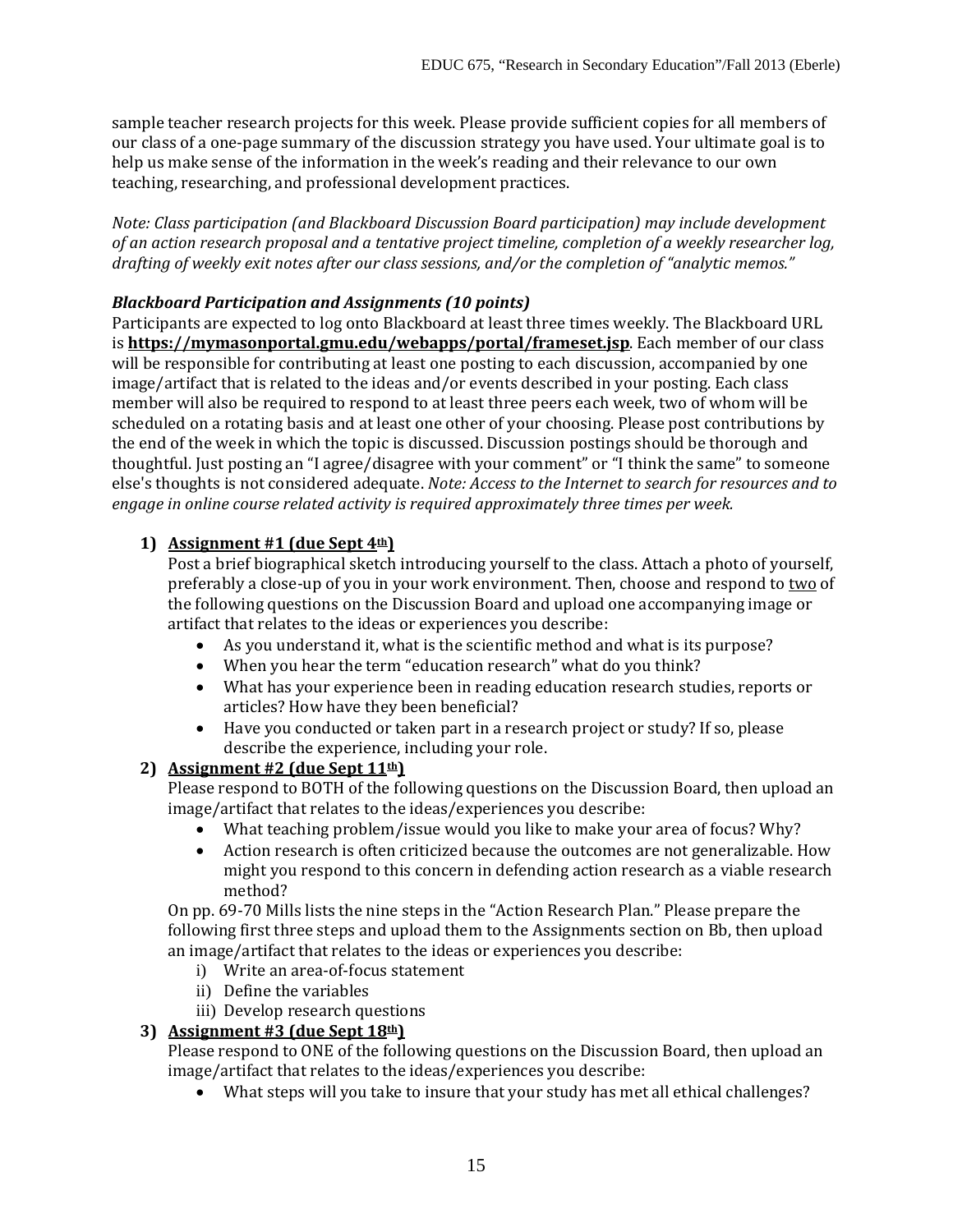sample teacher research projects for this week. Please provide sufficient copies for all members of our class of a one-page summary of the discussion strategy you have used. Your ultimate goal is to help us make sense of the information in the week's reading and their relevance to our own teaching, researching, and professional development practices.

*Note: Class participation (and Blackboard Discussion Board participation) may include development of an action research proposal and a tentative project timeline, completion of a weekly researcher log, drafting of weekly exit notes after our class sessions, and/or the completion of "analytic memos."*

### *Blackboard Participation and Assignments (10 points)*

Participants are expected to log onto Blackboard at least three times weekly. The Blackboard URL is **https://mymasonportal.gmu.edu/webapps/portal/frameset.jsp**. Each member of our class will be responsible for contributing at least one posting to each discussion, accompanied by one image/artifact that is related to the ideas and/or events described in your posting. Each class member will also be required to respond to at least three peers each week, two of whom will be scheduled on a rotating basis and at least one other of your choosing. Please post contributions by the end of the week in which the topic is discussed. Discussion postings should be thorough and thoughtful. Just posting an "I agree/disagree with your comment" or "I think the same" to someone else's thoughts is not considered adequate. *Note: Access to the Internet to search for resources and to engage in online course related activity is required approximately three times per week.*

1) **Assignment #1 (due Sept 4th)**
   Post a brief biographical sketch introducing yourself to the class. Attach a photo of yourself, preferably a close-up of you in your work environment. Then, choose and respond to two of the following questions on the Discussion Board and upload one accompanying image or artifact that relates to the ideas or experiences you describe:
   - As you understand it, what is the scientific method and what is its purpose?
   - When you hear the term "education research" what do you think?
   - What has your experience been in reading education research studies, reports or articles? How have they been beneficial?
   - Have you conducted or taken part in a research project or study? If so, please describe the experience, including your role.

2) **Assignment #2 (due Sept 11th)**
   Please respond to BOTH of the following questions on the Discussion Board, then upload an image/artifact that relates to the ideas/experiences you describe:
   - What teaching problem/issue would you like to make your area of focus? Why?
   - Action research is often criticized because the outcomes are not generalizable. How might you respond to this concern in defending action research as a viable research method?

   On pp. 69-70 Mills lists the nine steps in the "Action Research Plan." Please prepare the following first three steps and upload them to the Assignments section on Bb, then upload an image/artifact that relates to the ideas or experiences you describe:
   i) Write an area-of-focus statement
   ii) Define the variables
   iii) Develop research questions

3) **Assignment #3 (due Sept 18th)**
   Please respond to ONE of the following questions on the Discussion Board, then upload an image/artifact that relates to the ideas/experiences you describe:
   - What steps will you take to insure that your study has met all ethical challenges?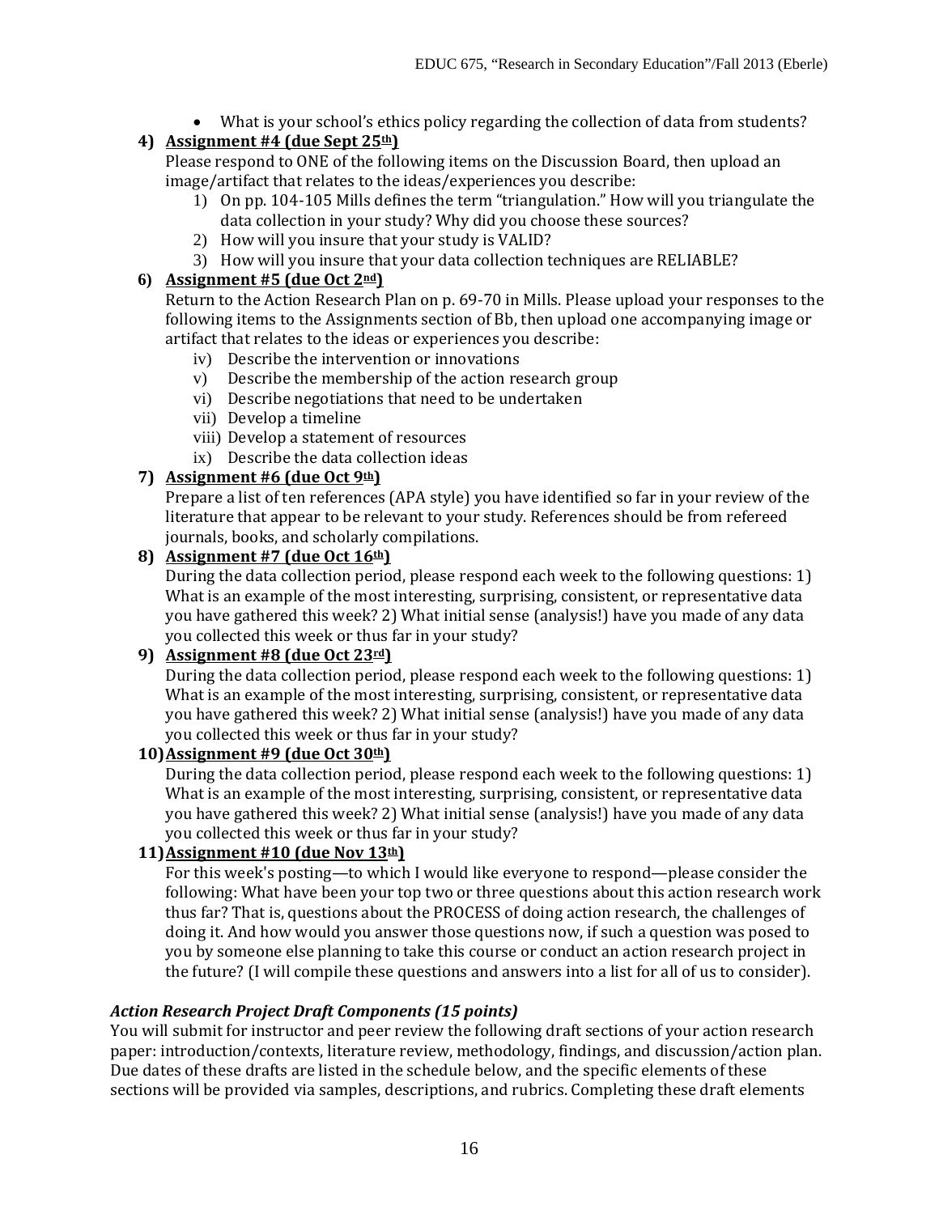- What is your school's ethics policy regarding the collection of data from students?

4) **Assignment #4 (due Sept 25th)**
   Please respond to ONE of the following items on the Discussion Board, then upload an image/artifact that relates to the ideas/experiences you describe:
   1) On pp. 104-105 Mills defines the term "triangulation." How will you triangulate the data collection in your study? Why did you choose these sources?
   2) How will you insure that your study is VALID?
   3) How will you insure that your data collection techniques are RELIABLE?

6) **Assignment #5 (due Oct 2nd)**
   Return to the Action Research Plan on p. 69-70 in Mills. Please upload your responses to the following items to the Assignments section of Bb, then upload one accompanying image or artifact that relates to the ideas or experiences you describe:
   iv) Describe the intervention or innovations
   v) Describe the membership of the action research group
   vi) Describe negotiations that need to be undertaken
   vii) Develop a timeline
   viii) Develop a statement of resources
   ix) Describe the data collection ideas

7) **Assignment #6 (due Oct 9th)**
   Prepare a list of ten references (APA style) you have identified so far in your review of the literature that appear to be relevant to your study. References should be from refereed journals, books, and scholarly compilations.

8) **Assignment #7 (due Oct 16th)**
   During the data collection period, please respond each week to the following questions: 1) What is an example of the most interesting, surprising, consistent, or representative data you have gathered this week? 2) What initial sense (analysis!) have you made of any data you collected this week or thus far in your study?

9) **Assignment #8 (due Oct 23rd)**
   During the data collection period, please respond each week to the following questions: 1) What is an example of the most interesting, surprising, consistent, or representative data you have gathered this week? 2) What initial sense (analysis!) have you made of any data you collected this week or thus far in your study?

10) **Assignment #9 (due Oct 30th)**
    During the data collection period, please respond each week to the following questions: 1) What is an example of the most interesting, surprising, consistent, or representative data you have gathered this week? 2) What initial sense (analysis!) have you made of any data you collected this week or thus far in your study?

11) **Assignment #10 (due Nov 13th)**
    For this week's posting—to which I would like everyone to respond—please consider the following: What have been your top two or three questions about this action research work thus far? That is, questions about the PROCESS of doing action research, the challenges of doing it. And how would you answer those questions now, if such a question was posed to you by someone else planning to take this course or conduct an action research project in the future? (I will compile these questions and answers into a list for all of us to consider).

***Action Research Project Draft Components (15 points)***

You will submit for instructor and peer review the following draft sections of your action research paper: introduction/contexts, literature review, methodology, findings, and discussion/action plan. Due dates of these drafts are listed in the schedule below, and the specific elements of these sections will be provided via samples, descriptions, and rubrics. Completing these draft elements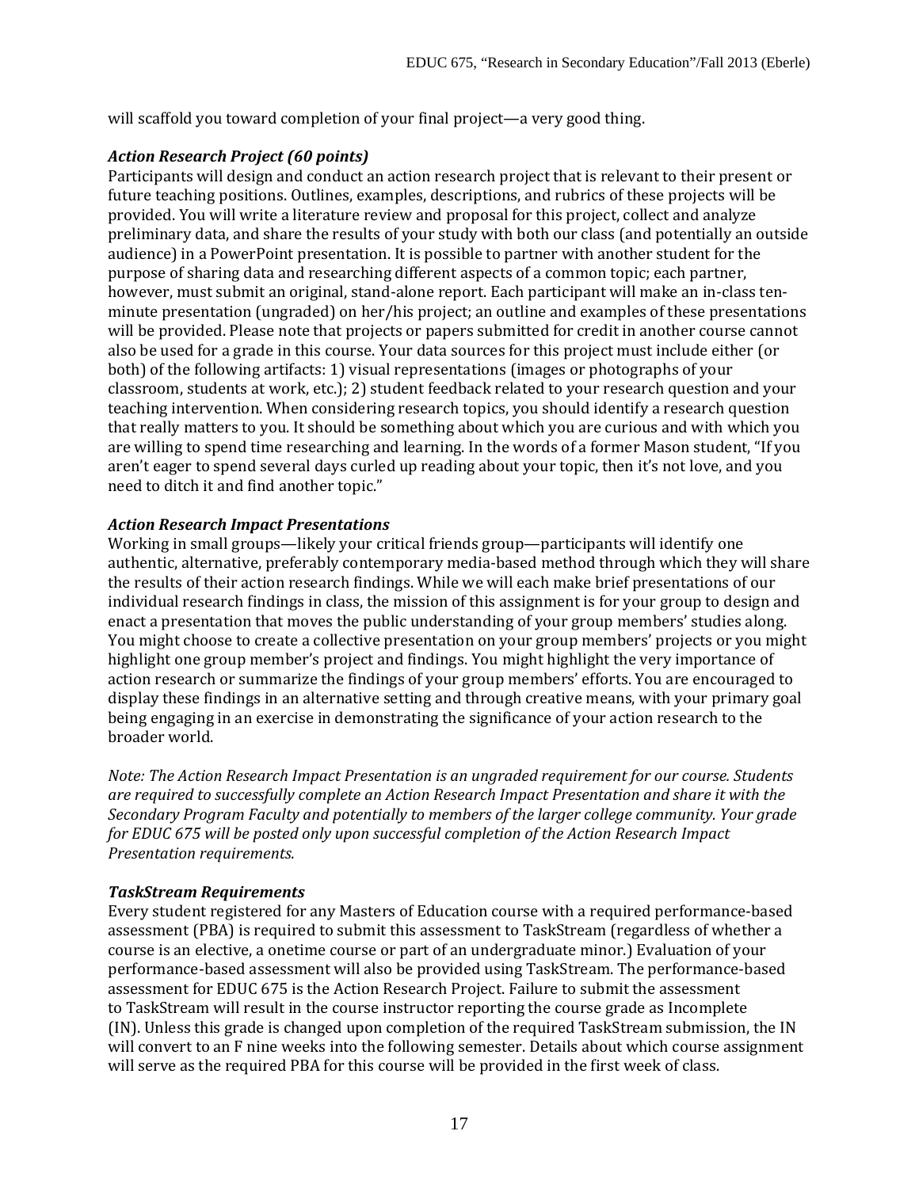will scaffold you toward completion of your final project—a very good thing.

***Action Research Project (60 points)***
Participants will design and conduct an action research project that is relevant to their present or future teaching positions. Outlines, examples, descriptions, and rubrics of these projects will be provided. You will write a literature review and proposal for this project, collect and analyze preliminary data, and share the results of your study with both our class (and potentially an outside audience) in a PowerPoint presentation. It is possible to partner with another student for the purpose of sharing data and researching different aspects of a common topic; each partner, however, must submit an original, stand-alone report. Each participant will make an in-class ten-minute presentation (ungraded) on her/his project; an outline and examples of these presentations will be provided. Please note that projects or papers submitted for credit in another course cannot also be used for a grade in this course. Your data sources for this project must include either (or both) of the following artifacts: 1) visual representations (images or photographs of your classroom, students at work, etc.); 2) student feedback related to your research question and your teaching intervention. When considering research topics, you should identify a research question that really matters to you. It should be something about which you are curious and with which you are willing to spend time researching and learning. In the words of a former Mason student, "If you aren't eager to spend several days curled up reading about your topic, then it's not love, and you need to ditch it and find another topic."

***Action Research Impact Presentations***
Working in small groups—likely your critical friends group—participants will identify one authentic, alternative, preferably contemporary media-based method through which they will share the results of their action research findings. While we will each make brief presentations of our individual research findings in class, the mission of this assignment is for your group to design and enact a presentation that moves the public understanding of your group members' studies along. You might choose to create a collective presentation on your group members' projects or you might highlight one group member's project and findings. You might highlight the very importance of action research or summarize the findings of your group members' efforts. You are encouraged to display these findings in an alternative setting and through creative means, with your primary goal being engaging in an exercise in demonstrating the significance of your action research to the broader world.

*Note: The Action Research Impact Presentation is an ungraded requirement for our course. Students are required to successfully complete an Action Research Impact Presentation and share it with the Secondary Program Faculty and potentially to members of the larger college community. Your grade for EDUC 675 will be posted only upon successful completion of the Action Research Impact Presentation requirements.*

***TaskStream Requirements***
Every student registered for any Masters of Education course with a required performance-based assessment (PBA) is required to submit this assessment to TaskStream (regardless of whether a course is an elective, a onetime course or part of an undergraduate minor.) Evaluation of your performance-based assessment will also be provided using TaskStream. The performance-based assessment for EDUC 675 is the Action Research Project. Failure to submit the assessment to TaskStream will result in the course instructor reporting the course grade as Incomplete (IN). Unless this grade is changed upon completion of the required TaskStream submission, the IN will convert to an F nine weeks into the following semester. Details about which course assignment will serve as the required PBA for this course will be provided in the first week of class.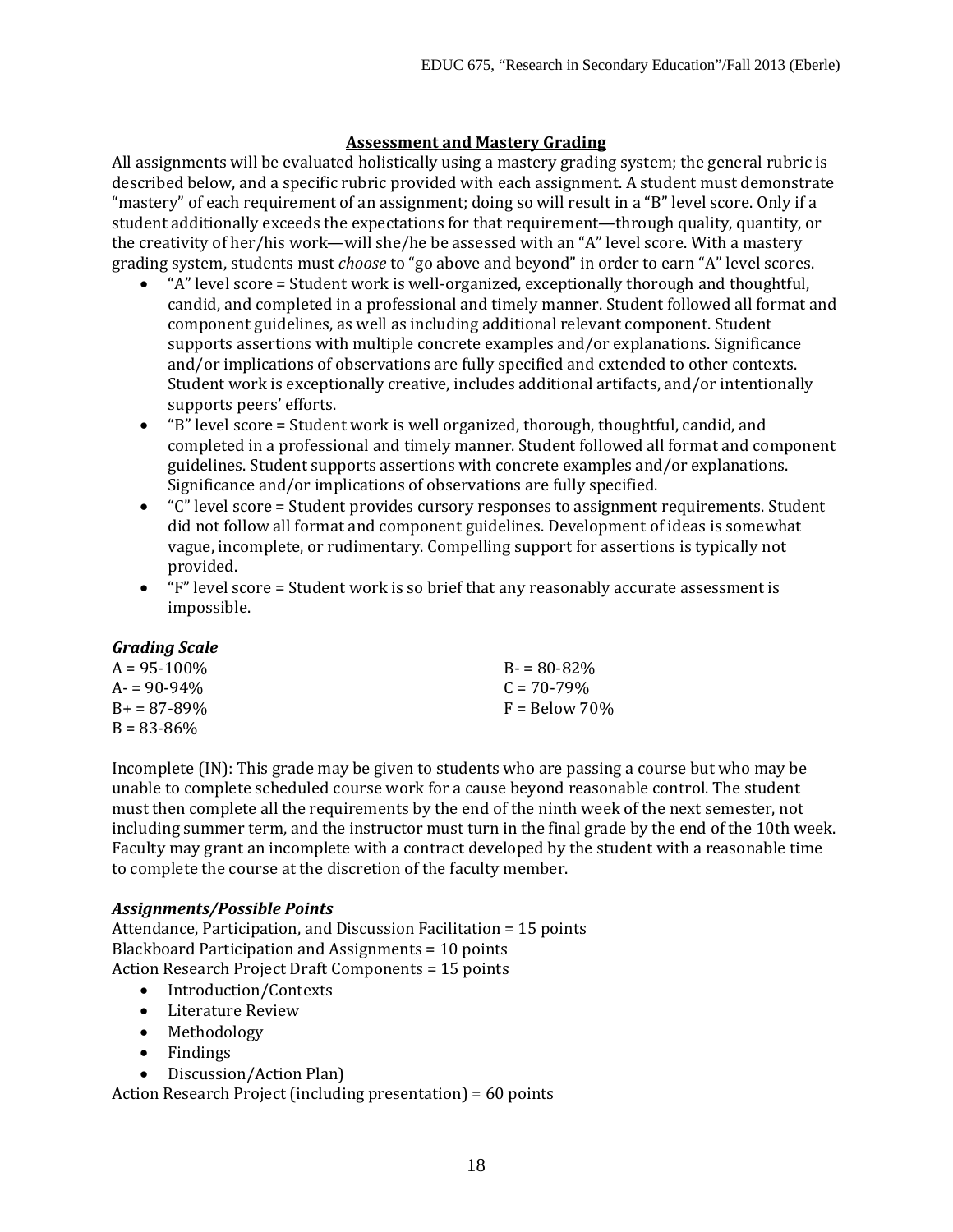## Assessment and Mastery Grading

All assignments will be evaluated holistically using a mastery grading system; the general rubric is described below, and a specific rubric provided with each assignment. A student must demonstrate "mastery" of each requirement of an assignment; doing so will result in a "B" level score. Only if a student additionally exceeds the expectations for that requirement—through quality, quantity, or the creativity of her/his work—will she/he be assessed with an "A" level score. With a mastery grading system, students must *choose* to "go above and beyond" in order to earn "A" level scores.

- "A" level score = Student work is well-organized, exceptionally thorough and thoughtful, candid, and completed in a professional and timely manner. Student followed all format and component guidelines, as well as including additional relevant component. Student supports assertions with multiple concrete examples and/or explanations. Significance and/or implications of observations are fully specified and extended to other contexts. Student work is exceptionally creative, includes additional artifacts, and/or intentionally supports peers' efforts.
- "B" level score = Student work is well organized, thorough, thoughtful, candid, and completed in a professional and timely manner. Student followed all format and component guidelines. Student supports assertions with concrete examples and/or explanations. Significance and/or implications of observations are fully specified.
- "C" level score = Student provides cursory responses to assignment requirements. Student did not follow all format and component guidelines. Development of ideas is somewhat vague, incomplete, or rudimentary. Compelling support for assertions is typically not provided.
- "F" level score = Student work is so brief that any reasonably accurate assessment is impossible.

### *Grading Scale*

A = 95-100%
A- = 90-94%
B+ = 87-89%
B = 83-86%
B- = 80-82%
C = 70-79%
F = Below 70%

Incomplete (IN): This grade may be given to students who are passing a course but who may be unable to complete scheduled course work for a cause beyond reasonable control. The student must then complete all the requirements by the end of the ninth week of the next semester, not including summer term, and the instructor must turn in the final grade by the end of the 10th week. Faculty may grant an incomplete with a contract developed by the student with a reasonable time to complete the course at the discretion of the faculty member.

### *Assignments/Possible Points*

Attendance, Participation, and Discussion Facilitation = 15 points
Blackboard Participation and Assignments = 10 points
Action Research Project Draft Components = 15 points

- Introduction/Contexts
- Literature Review
- Methodology
- Findings
- Discussion/Action Plan)

<u>Action Research Project (including presentation) = 60 points</u>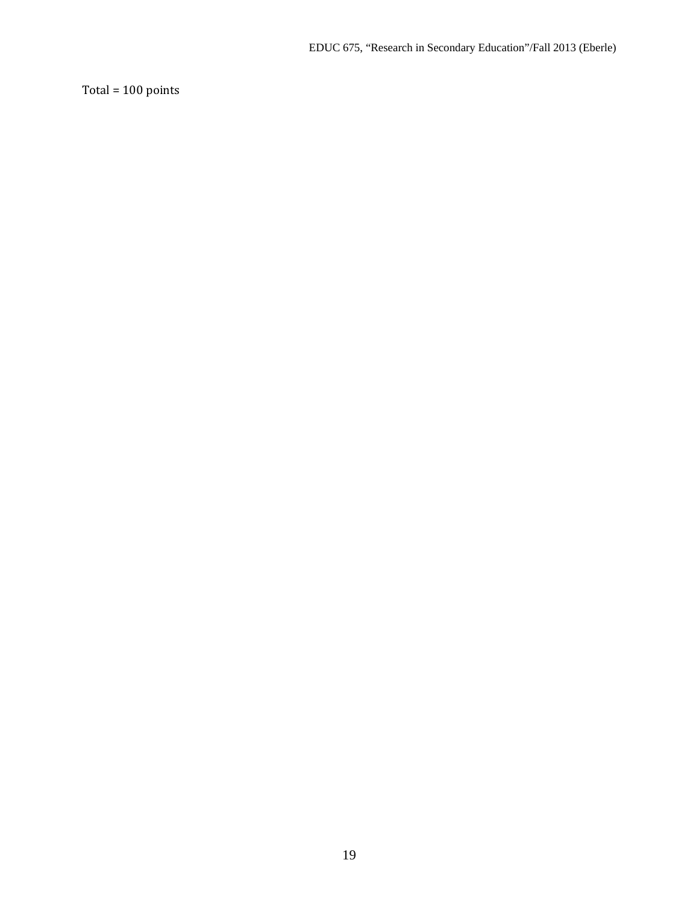Total = 100 points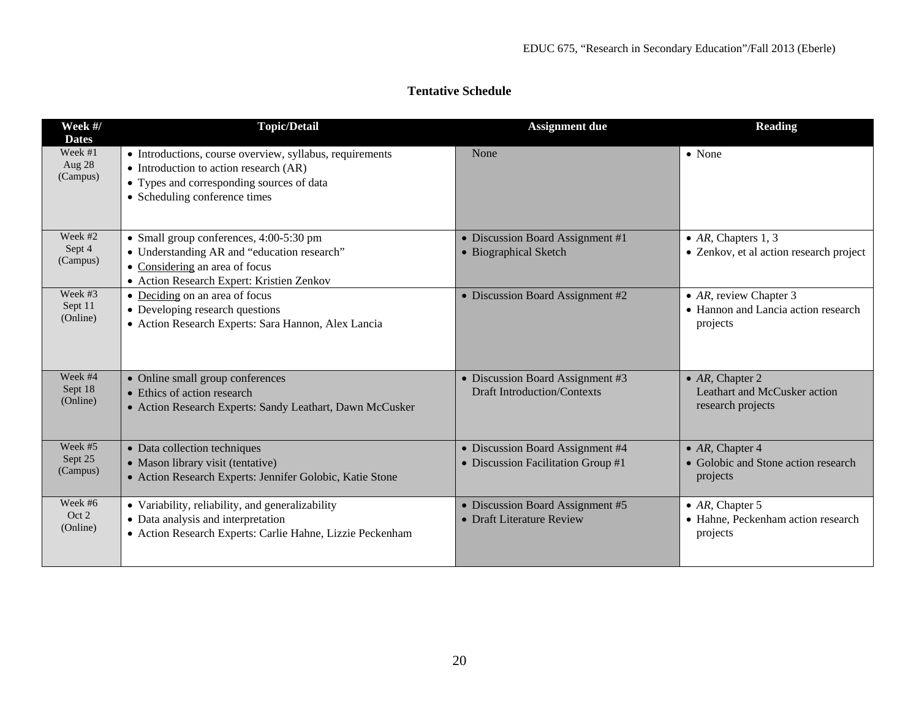## Tentative Schedule

| Week #/ Dates | Topic/Detail | Assignment due | Reading |
|---|---|---|---|
| Week #1 Aug 28 (Campus) | • Introductions, course overview, syllabus, requirements<br>• Introduction to action research (AR)<br>• Types and corresponding sources of data<br>• Scheduling conference times | None | • None |
| Week #2 Sept 4 (Campus) | • Small group conferences, 4:00-5:30 pm<br>• Understanding AR and "education research"<br>• Considering an area of focus<br>• Action Research Expert: Kristien Zenkov | • Discussion Board Assignment #1<br>• Biographical Sketch | • *AR*, Chapters 1, 3<br>• Zenkov, et al action research project |
| Week #3 Sept 11 (Online) | • Deciding on an area of focus<br>• Developing research questions<br>• Action Research Experts: Sara Hannon, Alex Lancia | • Discussion Board Assignment #2 | • *AR*, review Chapter 3<br>• Hannon and Lancia action research projects |
| Week #4 Sept 18 (Online) | • Online small group conferences<br>• Ethics of action research<br>• Action Research Experts: Sandy Leathart, Dawn McCusker | • Discussion Board Assignment #3 Draft Introduction/Contexts | • *AR*, Chapter 2 Leathart and McCusker action research projects |
| Week #5 Sept 25 (Campus) | • Data collection techniques<br>• Mason library visit (tentative)<br>• Action Research Experts: Jennifer Golobic, Katie Stone | • Discussion Board Assignment #4<br>• Discussion Facilitation Group #1 | • *AR*, Chapter 4<br>• Golobic and Stone action research projects |
| Week #6 Oct 2 (Online) | • Variability, reliability, and generalizability<br>• Data analysis and interpretation<br>• Action Research Experts: Carlie Hahne, Lizzie Peckenham | • Discussion Board Assignment #5<br>• Draft Literature Review | • *AR*, Chapter 5<br>• Hahne, Peckenham action research projects |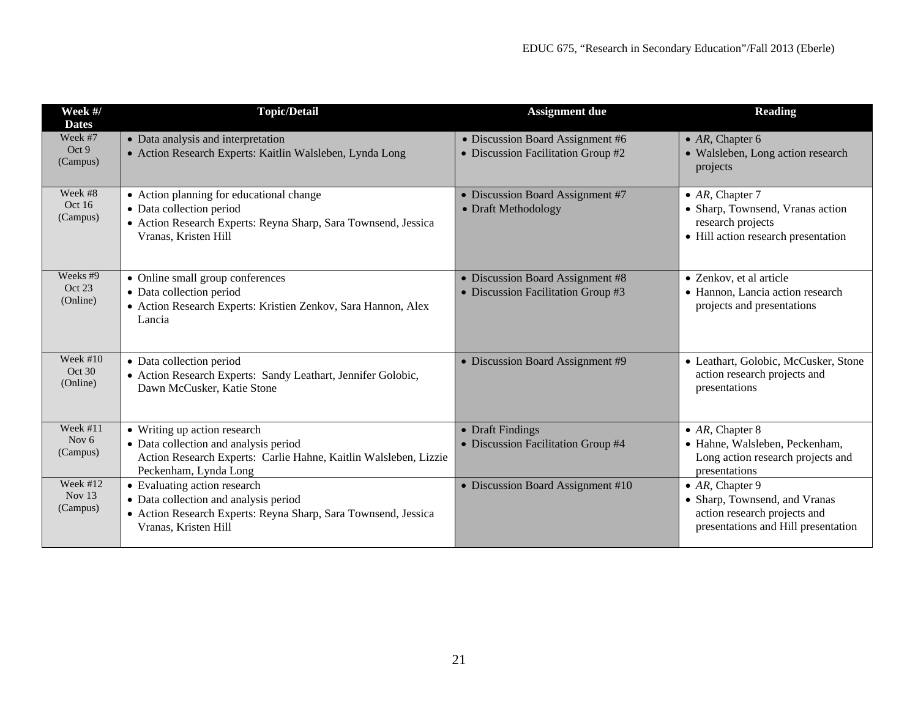| Week #/ Dates | Topic/Detail | Assignment due | Reading |
|---|---|---|---|
| Week #7 Oct 9 (Campus) | • Data analysis and interpretation<br>• Action Research Experts: Kaitlin Walsleben, Lynda Long | • Discussion Board Assignment #6<br>• Discussion Facilitation Group #2 | • *AR*, Chapter 6<br>• Walsleben, Long action research projects |
| Week #8 Oct 16 (Campus) | • Action planning for educational change<br>• Data collection period<br>• Action Research Experts: Reyna Sharp, Sara Townsend, Jessica Vranas, Kristen Hill | • Discussion Board Assignment #7<br>• Draft Methodology | • *AR*, Chapter 7<br>• Sharp, Townsend, Vranas action research projects<br>• Hill action research presentation |
| Weeks #9 Oct 23 (Online) | • Online small group conferences<br>• Data collection period<br>• Action Research Experts: Kristien Zenkov, Sara Hannon, Alex Lancia | • Discussion Board Assignment #8<br>• Discussion Facilitation Group #3 | • Zenkov, et al article<br>• Hannon, Lancia action research projects and presentations |
| Week #10 Oct 30 (Online) | • Data collection period<br>• Action Research Experts: Sandy Leathart, Jennifer Golobic, Dawn McCusker, Katie Stone | • Discussion Board Assignment #9 | • Leathart, Golobic, McCusker, Stone action research projects and presentations |
| Week #11 Nov 6 (Campus) | • Writing up action research<br>• Data collection and analysis period<br>Action Research Experts: Carlie Hahne, Kaitlin Walsleben, Lizzie Peckenham, Lynda Long | • Draft Findings<br>• Discussion Facilitation Group #4 | • *AR*, Chapter 8<br>• Hahne, Walsleben, Peckenham, Long action research projects and presentations |
| Week #12 Nov 13 (Campus) | • Evaluating action research<br>• Data collection and analysis period<br>• Action Research Experts: Reyna Sharp, Sara Townsend, Jessica Vranas, Kristen Hill | • Discussion Board Assignment #10 | • *AR*, Chapter 9<br>• Sharp, Townsend, and Vranas action research projects and presentations and Hill presentation |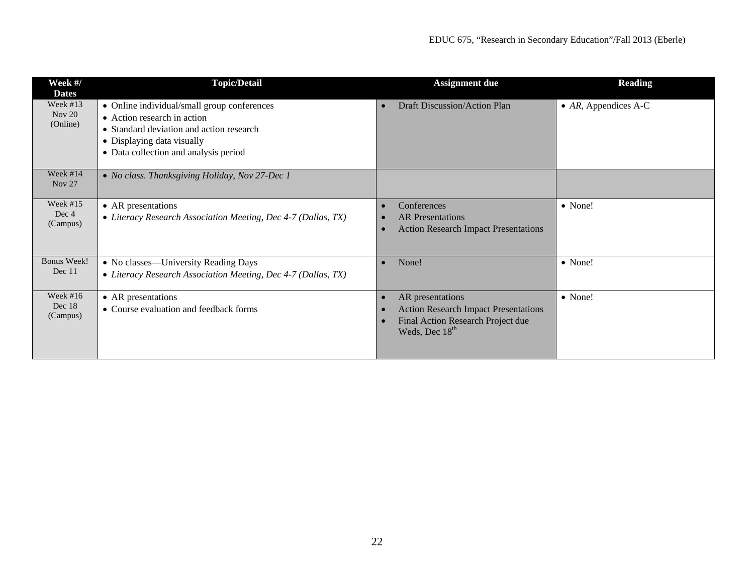| Week #/ Dates | Topic/Detail | Assignment due | Reading |
|---|---|---|---|
| Week #13<br>Nov 20<br>(Online) | • Online individual/small group conferences<br>• Action research in action<br>• Standard deviation and action research<br>• Displaying data visually<br>• Data collection and analysis period | • Draft Discussion/Action Plan | • *AR*, Appendices A-C |
| Week #14<br>Nov 27 | • *No class. Thanksgiving Holiday, Nov 27-Dec 1* | | |
| Week #15<br>Dec 4<br>(Campus) | • AR presentations<br>• *Literacy Research Association Meeting, Dec 4-7 (Dallas, TX)* | • Conferences<br>• AR Presentations<br>• Action Research Impact Presentations | • None! |
| Bonus Week!<br>Dec 11 | • No classes—University Reading Days<br>• *Literacy Research Association Meeting, Dec 4-7 (Dallas, TX)* | • None! | • None! |
| Week #16<br>Dec 18<br>(Campus) | • AR presentations<br>• Course evaluation and feedback forms | • AR presentations<br>• Action Research Impact Presentations<br>• Final Action Research Project due Weds, Dec 18th | • None! |